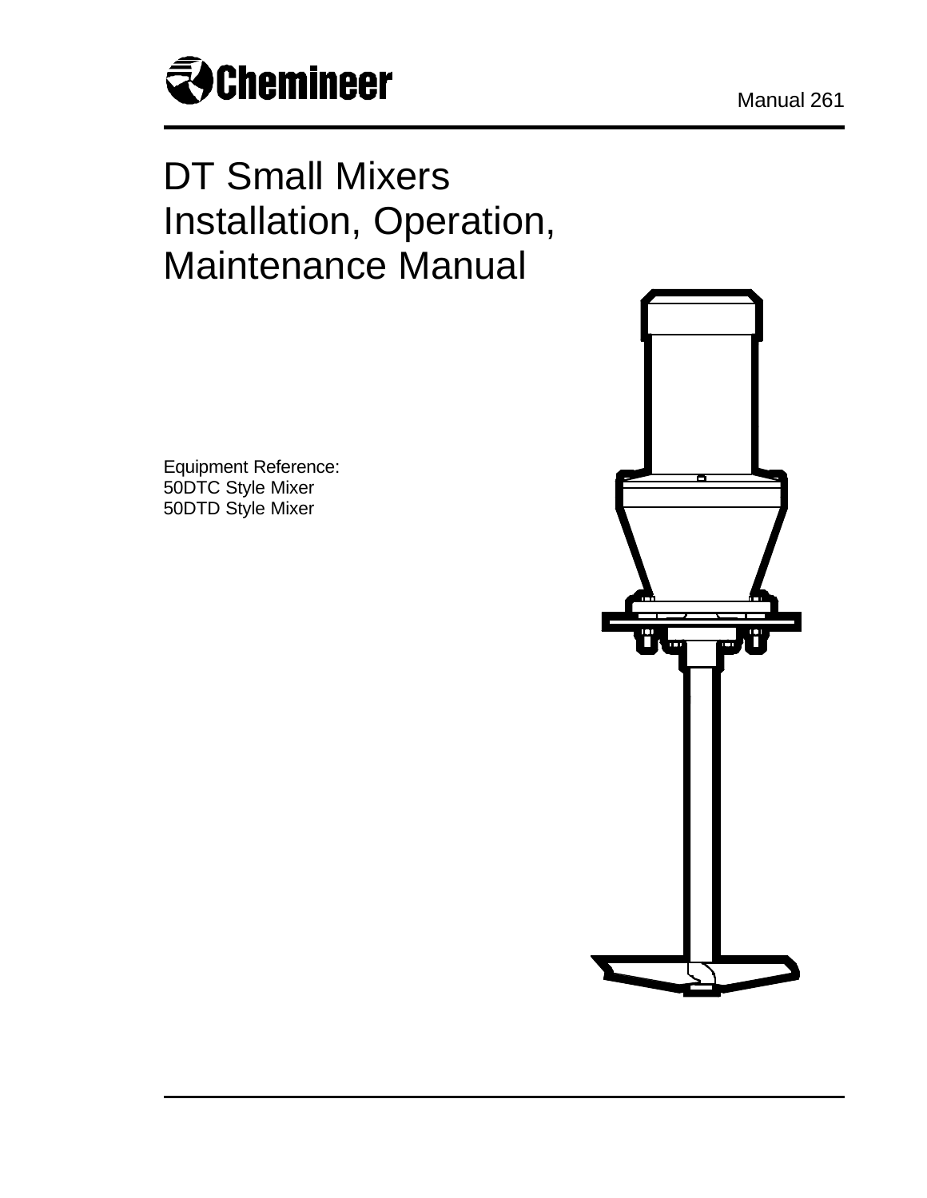Chemineer

Manual 261

# DT Small Mixers Installation, Operation, Maintenance Manual

Equipment Reference:
50DTC Style Mixer
50DTD Style Mixer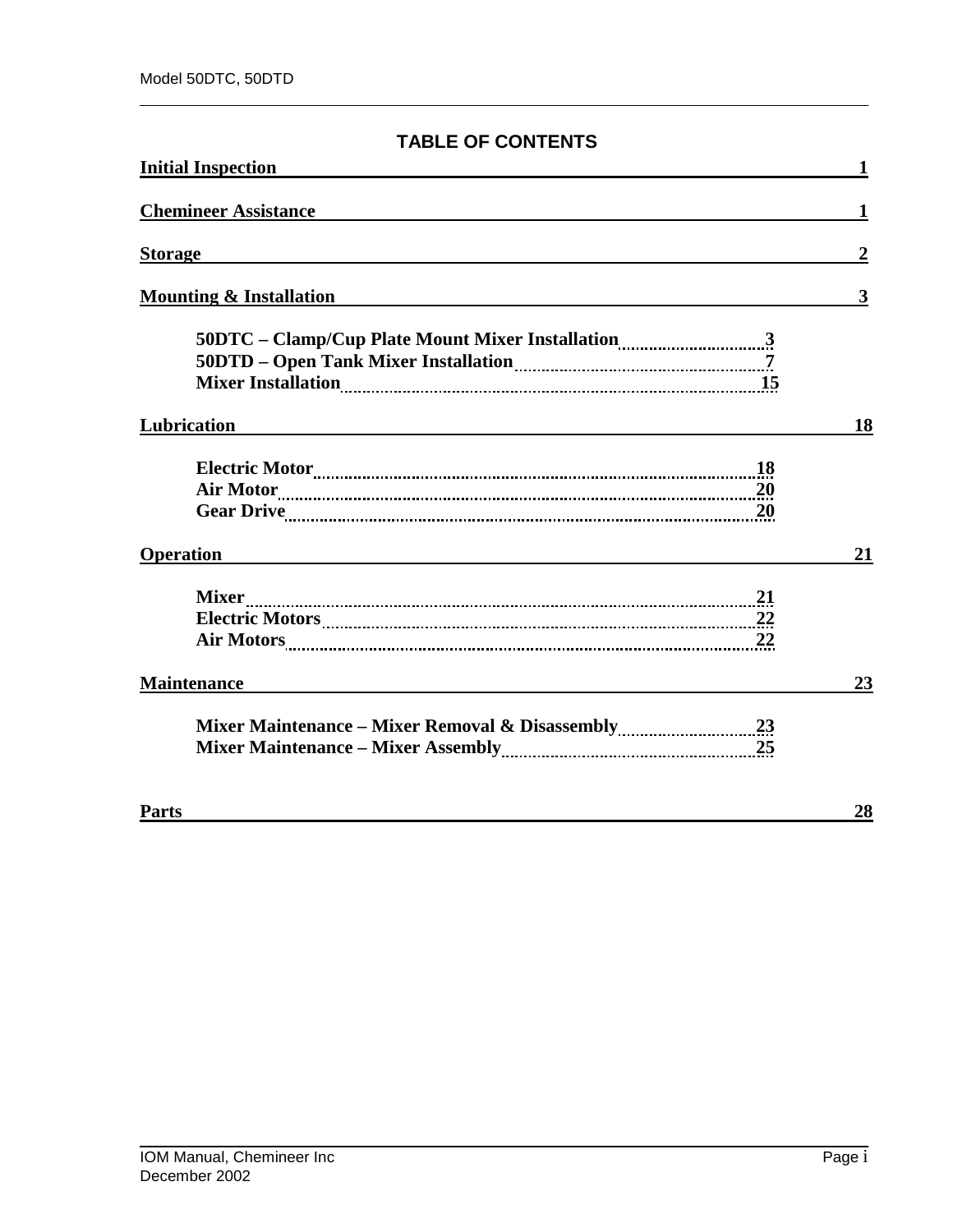## TABLE OF CONTENTS

**Initial Inspection** 1

**Chemineer Assistance** 1

**Storage** 2

**Mounting & Installation** 3

- **50DTC – Clamp/Cup Plate Mount Mixer Installation** 3
- **50DTD – Open Tank Mixer Installation** 7
- **Mixer Installation** 15

**Lubrication** 18

- **Electric Motor** 18
- **Air Motor** 20
- **Gear Drive** 20

**Operation** 21

- **Mixer** 21
- **Electric Motors** 22
- **Air Motors** 22

**Maintenance** 23

- **Mixer Maintenance – Mixer Removal & Disassembly** 23
- **Mixer Maintenance – Mixer Assembly** 25

**Parts** 28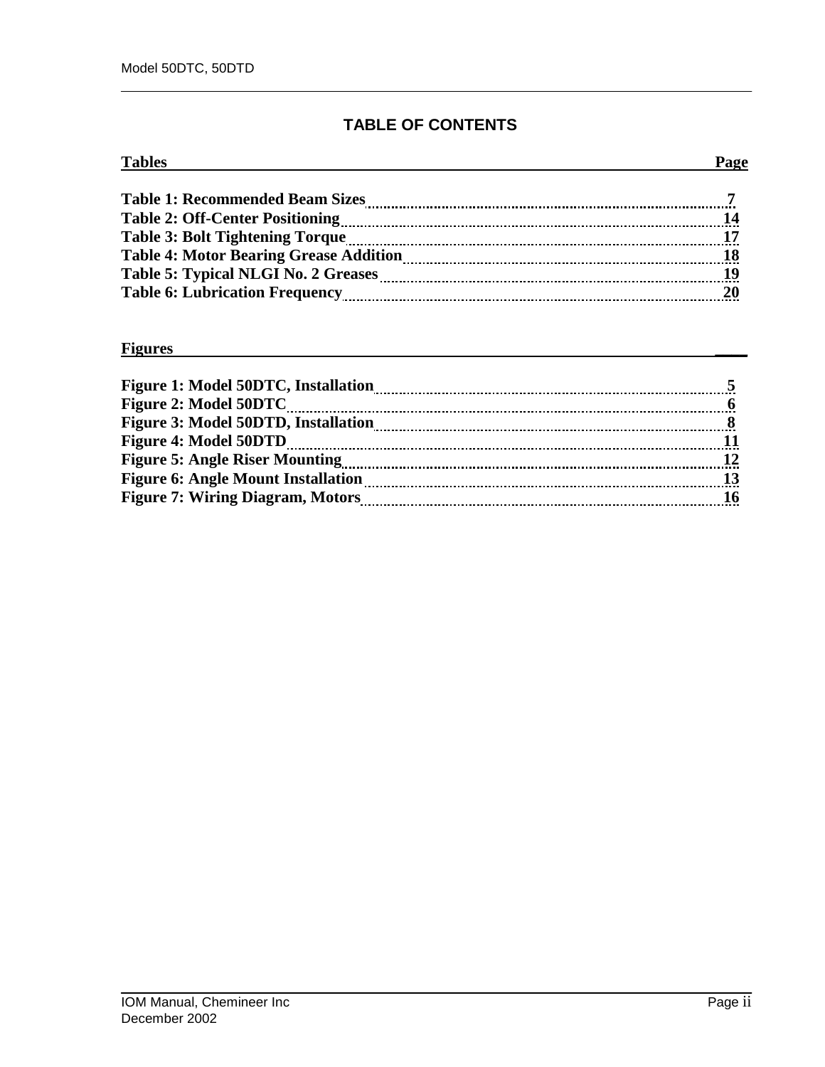## TABLE OF CONTENTS

| Tables | Page |
|---|---|
| Table 1: Recommended Beam Sizes | 7 |
| Table 2: Off-Center Positioning | 14 |
| Table 3: Bolt Tightening Torque | 17 |
| Table 4: Motor Bearing Grease Addition | 18 |
| Table 5: Typical NLGI No. 2 Greases | 19 |
| Table 6: Lubrication Frequency | 20 |

| Figures | |
|---|---|
| Figure 1: Model 50DTC, Installation | 5 |
| Figure 2: Model 50DTC | 6 |
| Figure 3: Model 50DTD, Installation | 8 |
| Figure 4: Model 50DTD | 11 |
| Figure 5: Angle Riser Mounting | 12 |
| Figure 6: Angle Mount Installation | 13 |
| Figure 7: Wiring Diagram, Motors | 16 |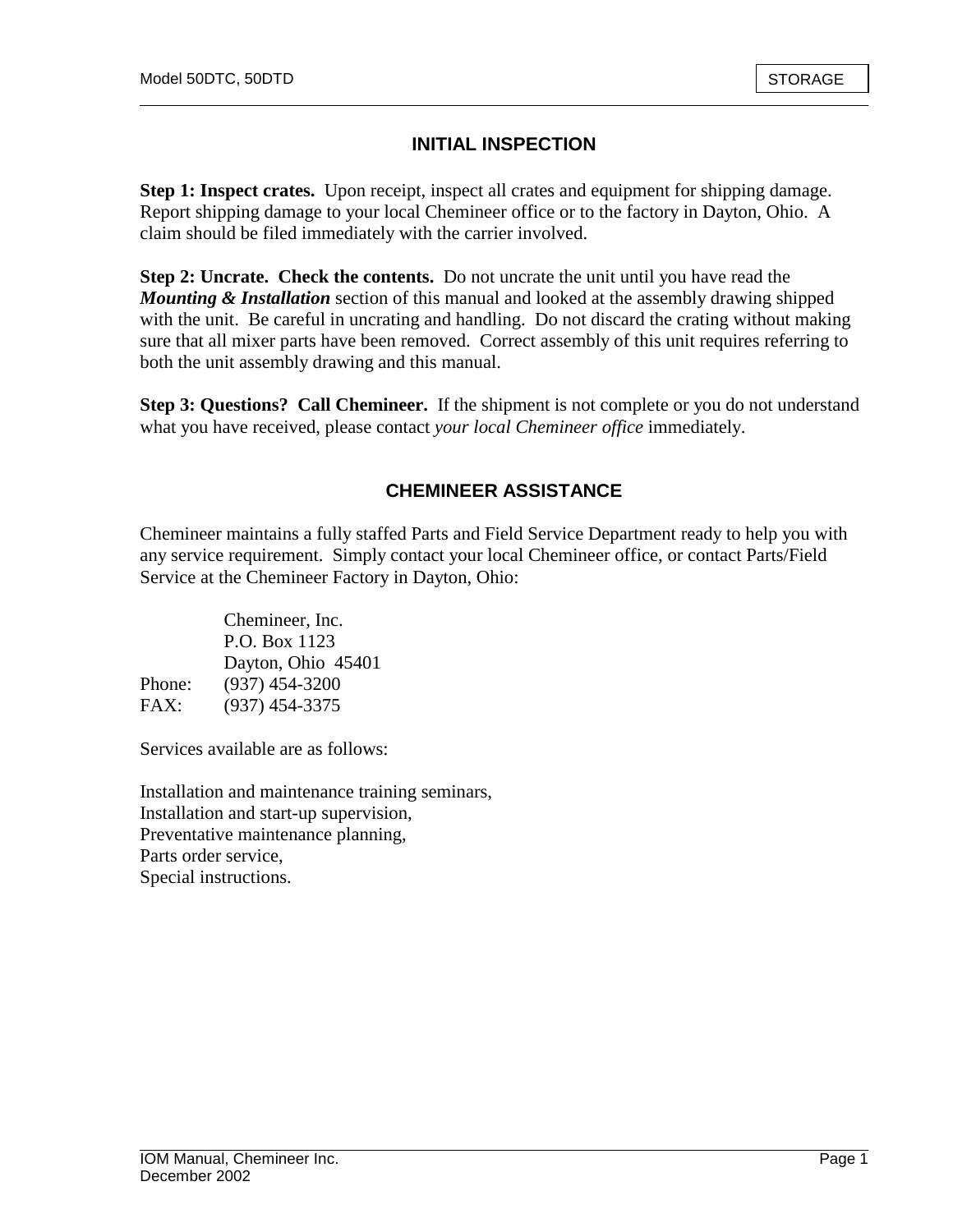## INITIAL INSPECTION

**Step 1: Inspect crates.** Upon receipt, inspect all crates and equipment for shipping damage. Report shipping damage to your local Chemineer office or to the factory in Dayton, Ohio. A claim should be filed immediately with the carrier involved.

**Step 2: Uncrate. Check the contents.** Do not uncrate the unit until you have read the ***Mounting & Installation*** section of this manual and looked at the assembly drawing shipped with the unit. Be careful in uncrating and handling. Do not discard the crating without making sure that all mixer parts have been removed. Correct assembly of this unit requires referring to both the unit assembly drawing and this manual.

**Step 3: Questions? Call Chemineer.** If the shipment is not complete or you do not understand what you have received, please contact *your local Chemineer office* immediately.

## CHEMINEER ASSISTANCE

Chemineer maintains a fully staffed Parts and Field Service Department ready to help you with any service requirement. Simply contact your local Chemineer office, or contact Parts/Field Service at the Chemineer Factory in Dayton, Ohio:

Chemineer, Inc.
P.O. Box 1123
Dayton, Ohio 45401
Phone: (937) 454-3200
FAX: (937) 454-3375

Services available are as follows:

Installation and maintenance training seminars,
Installation and start-up supervision,
Preventative maintenance planning,
Parts order service,
Special instructions.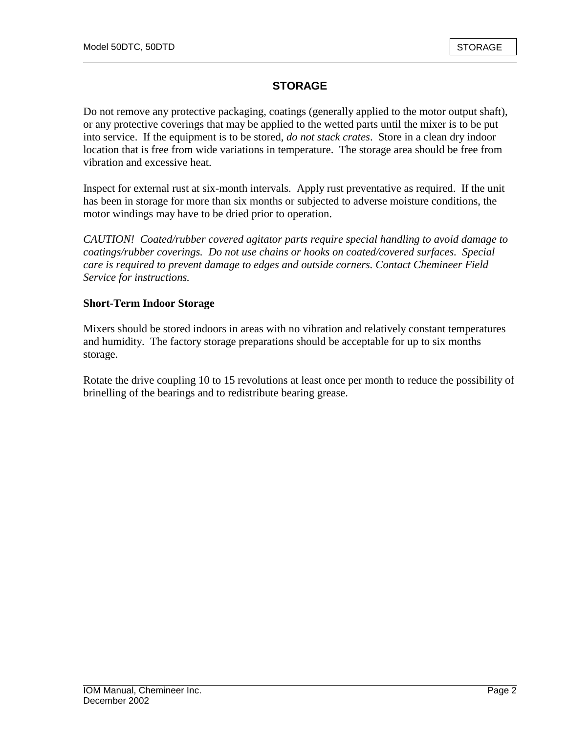# STORAGE

Do not remove any protective packaging, coatings (generally applied to the motor output shaft), or any protective coverings that may be applied to the wetted parts until the mixer is to be put into service. If the equipment is to be stored, *do not stack crates*. Store in a clean dry indoor location that is free from wide variations in temperature. The storage area should be free from vibration and excessive heat.

Inspect for external rust at six-month intervals. Apply rust preventative as required. If the unit has been in storage for more than six months or subjected to adverse moisture conditions, the motor windings may have to be dried prior to operation.

*CAUTION! Coated/rubber covered agitator parts require special handling to avoid damage to coatings/rubber coverings. Do not use chains or hooks on coated/covered surfaces. Special care is required to prevent damage to edges and outside corners. Contact Chemineer Field Service for instructions.*

## Short-Term Indoor Storage

Mixers should be stored indoors in areas with no vibration and relatively constant temperatures and humidity. The factory storage preparations should be acceptable for up to six months storage.

Rotate the drive coupling 10 to 15 revolutions at least once per month to reduce the possibility of brinelling of the bearings and to redistribute bearing grease.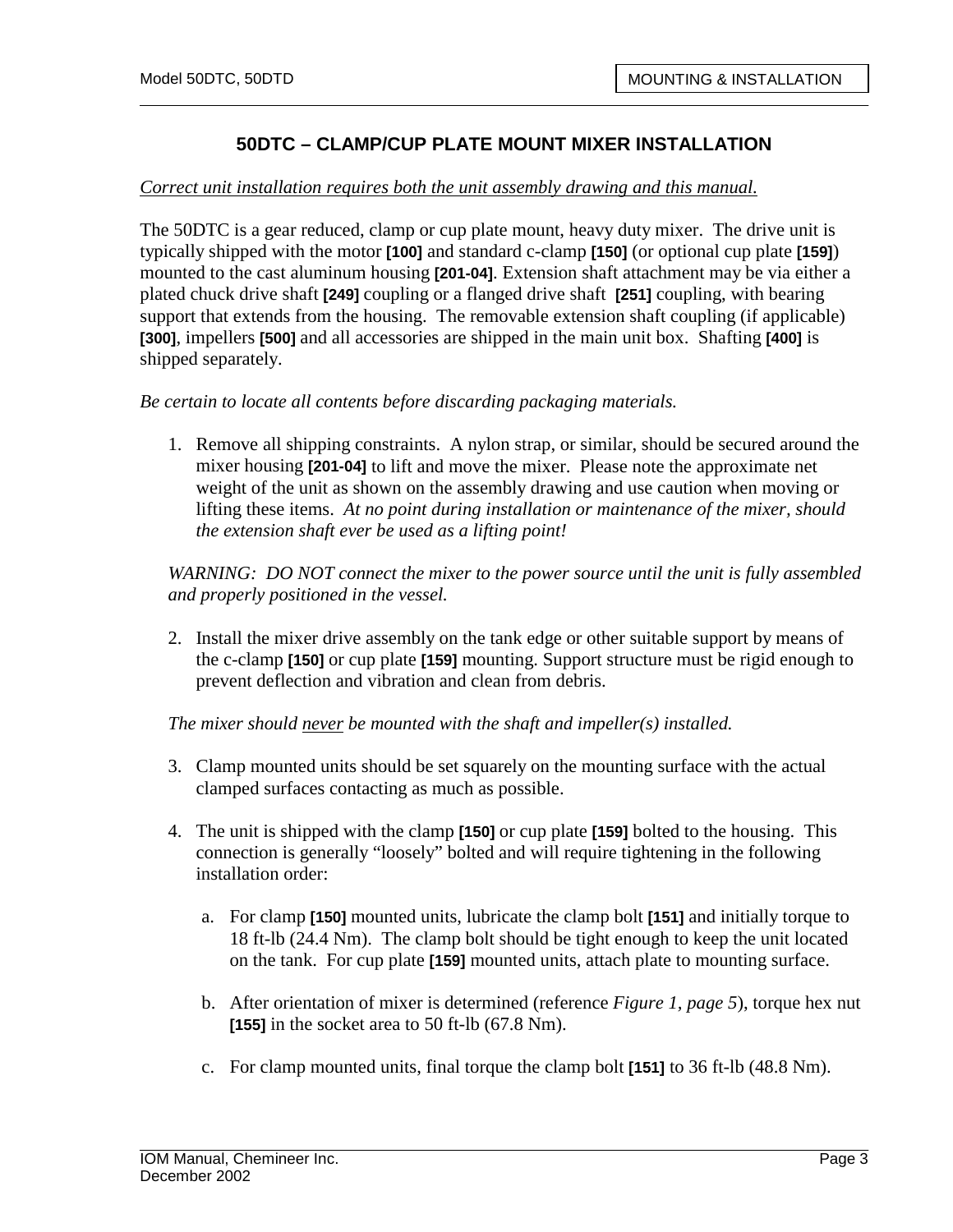# 50DTC – CLAMP/CUP PLATE MOUNT MIXER INSTALLATION

*Correct unit installation requires both the unit assembly drawing and this manual.*

The 50DTC is a gear reduced, clamp or cup plate mount, heavy duty mixer. The drive unit is typically shipped with the motor **[100]** and standard c-clamp **[150]** (or optional cup plate **[159]**) mounted to the cast aluminum housing **[201-04]**. Extension shaft attachment may be via either a plated chuck drive shaft **[249]** coupling or a flanged drive shaft **[251]** coupling, with bearing support that extends from the housing. The removable extension shaft coupling (if applicable) **[300]**, impellers **[500]** and all accessories are shipped in the main unit box. Shafting **[400]** is shipped separately.

*Be certain to locate all contents before discarding packaging materials.*

1. Remove all shipping constraints. A nylon strap, or similar, should be secured around the mixer housing **[201-04]** to lift and move the mixer. Please note the approximate net weight of the unit as shown on the assembly drawing and use caution when moving or lifting these items. *At no point during installation or maintenance of the mixer, should the extension shaft ever be used as a lifting point!*

*WARNING: DO NOT connect the mixer to the power source until the unit is fully assembled and properly positioned in the vessel.*

2. Install the mixer drive assembly on the tank edge or other suitable support by means of the c-clamp **[150]** or cup plate **[159]** mounting. Support structure must be rigid enough to prevent deflection and vibration and clean from debris.

*The mixer should never be mounted with the shaft and impeller(s) installed.*

3. Clamp mounted units should be set squarely on the mounting surface with the actual clamped surfaces contacting as much as possible.

4. The unit is shipped with the clamp **[150]** or cup plate **[159]** bolted to the housing. This connection is generally "loosely" bolted and will require tightening in the following installation order:

   a. For clamp **[150]** mounted units, lubricate the clamp bolt **[151]** and initially torque to 18 ft-lb (24.4 Nm). The clamp bolt should be tight enough to keep the unit located on the tank. For cup plate **[159]** mounted units, attach plate to mounting surface.

   b. After orientation of mixer is determined (reference *Figure 1, page 5*), torque hex nut **[155]** in the socket area to 50 ft-lb (67.8 Nm).

   c. For clamp mounted units, final torque the clamp bolt **[151]** to 36 ft-lb (48.8 Nm).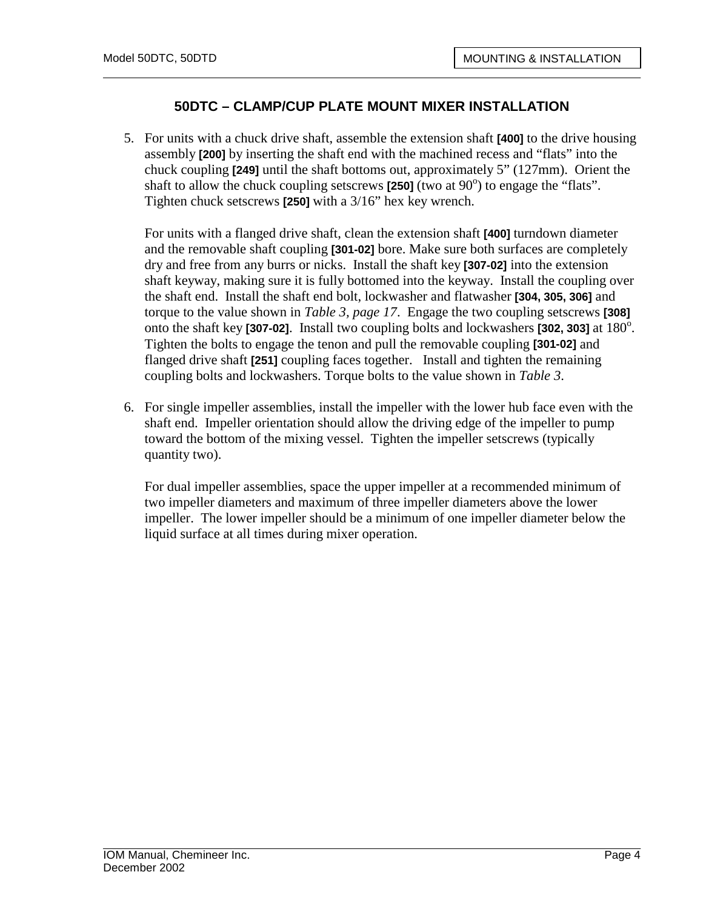## 50DTC – CLAMP/CUP PLATE MOUNT MIXER INSTALLATION

5. For units with a chuck drive shaft, assemble the extension shaft **[400]** to the drive housing assembly **[200]** by inserting the shaft end with the machined recess and "flats" into the chuck coupling **[249]** until the shaft bottoms out, approximately 5" (127mm). Orient the shaft to allow the chuck coupling setscrews **[250]** (two at 90°) to engage the "flats". Tighten chuck setscrews **[250]** with a 3/16" hex key wrench.

   For units with a flanged drive shaft, clean the extension shaft **[400]** turndown diameter and the removable shaft coupling **[301-02]** bore. Make sure both surfaces are completely dry and free from any burrs or nicks. Install the shaft key **[307-02]** into the extension shaft keyway, making sure it is fully bottomed into the keyway. Install the coupling over the shaft end. Install the shaft end bolt, lockwasher and flatwasher **[304, 305, 306]** and torque to the value shown in *Table 3, page 17*. Engage the two coupling setscrews **[308]** onto the shaft key **[307-02]**. Install two coupling bolts and lockwashers **[302, 303]** at 180°. Tighten the bolts to engage the tenon and pull the removable coupling **[301-02]** and flanged drive shaft **[251]** coupling faces together. Install and tighten the remaining coupling bolts and lockwashers. Torque bolts to the value shown in *Table 3*.

6. For single impeller assemblies, install the impeller with the lower hub face even with the shaft end. Impeller orientation should allow the driving edge of the impeller to pump toward the bottom of the mixing vessel. Tighten the impeller setscrews (typically quantity two).

   For dual impeller assemblies, space the upper impeller at a recommended minimum of two impeller diameters and maximum of three impeller diameters above the lower impeller. The lower impeller should be a minimum of one impeller diameter below the liquid surface at all times during mixer operation.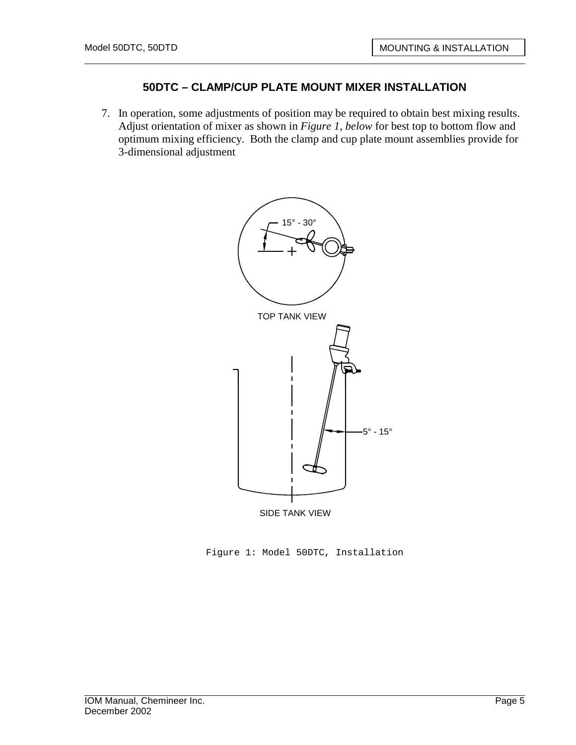## 50DTC – CLAMP/CUP PLATE MOUNT MIXER INSTALLATION

7. In operation, some adjustments of position may be required to obtain best mixing results. Adjust orientation of mixer as shown in *Figure 1, below* for best top to bottom flow and optimum mixing efficiency. Both the clamp and cup plate mount assemblies provide for 3-dimensional adjustment

15° - 30°

TOP TANK VIEW

5° - 15°

SIDE TANK VIEW

Figure 1: Model 50DTC, Installation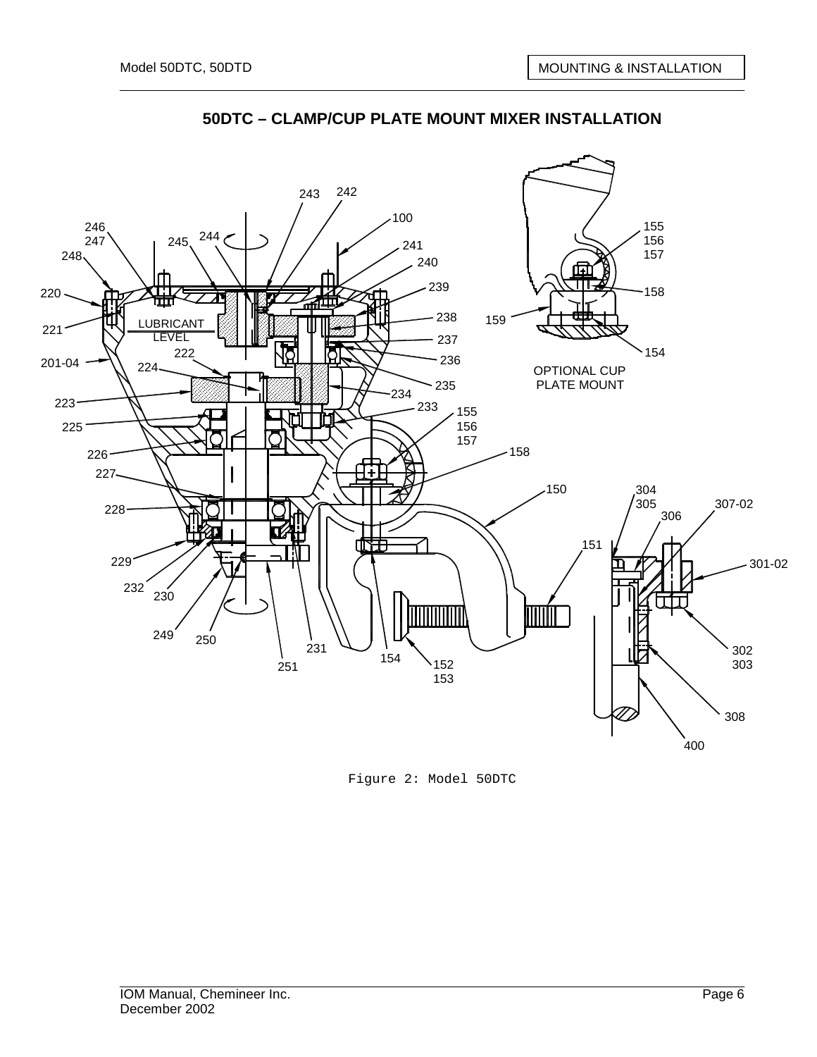## 50DTC – CLAMP/CUP PLATE MOUNT MIXER INSTALLATION

Figure 2: Model 50DTC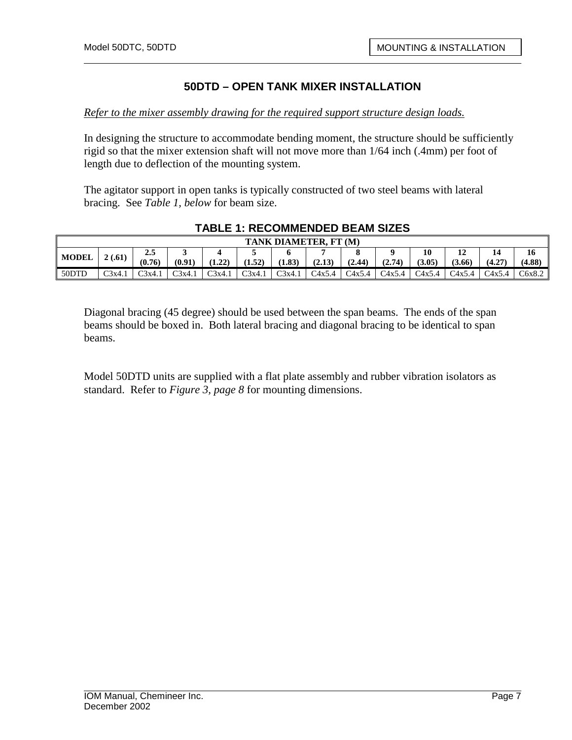## 50DTD – OPEN TANK MIXER INSTALLATION

*Refer to the mixer assembly drawing for the required support structure design loads.*

In designing the structure to accommodate bending moment, the structure should be sufficiently rigid so that the mixer extension shaft will not move more than 1/64 inch (.4mm) per foot of length due to deflection of the mounting system.

The agitator support in open tanks is typically constructed of two steel beams with lateral bracing. See *Table 1, below* for beam size.

### TABLE 1: RECOMMENDED BEAM SIZES

| | TANK DIAMETER, FT (M) | | | | | | | | | | | | |
|---|---|---|---|---|---|---|---|---|---|---|---|---|---|
| **MODEL** | **2 (.61)** | **2.5 (0.76)** | **3 (0.91)** | **4 (1.22)** | **5 (1.52)** | **6 (1.83)** | **7 (2.13)** | **8 (2.44)** | **9 (2.74)** | **10 (3.05)** | **12 (3.66)** | **14 (4.27)** | **16 (4.88)** |
| 50DTD | C3x4.1 | C3x4.1 | C3x4.1 | C3x4.1 | C3x4.1 | C3x4.1 | C4x5.4 | C4x5.4 | C4x5.4 | C4x5.4 | C4x5.4 | C4x5.4 | C6x8.2 |

Diagonal bracing (45 degree) should be used between the span beams. The ends of the span beams should be boxed in. Both lateral bracing and diagonal bracing to be identical to span beams.

Model 50DTD units are supplied with a flat plate assembly and rubber vibration isolators as standard. Refer to *Figure 3, page 8* for mounting dimensions.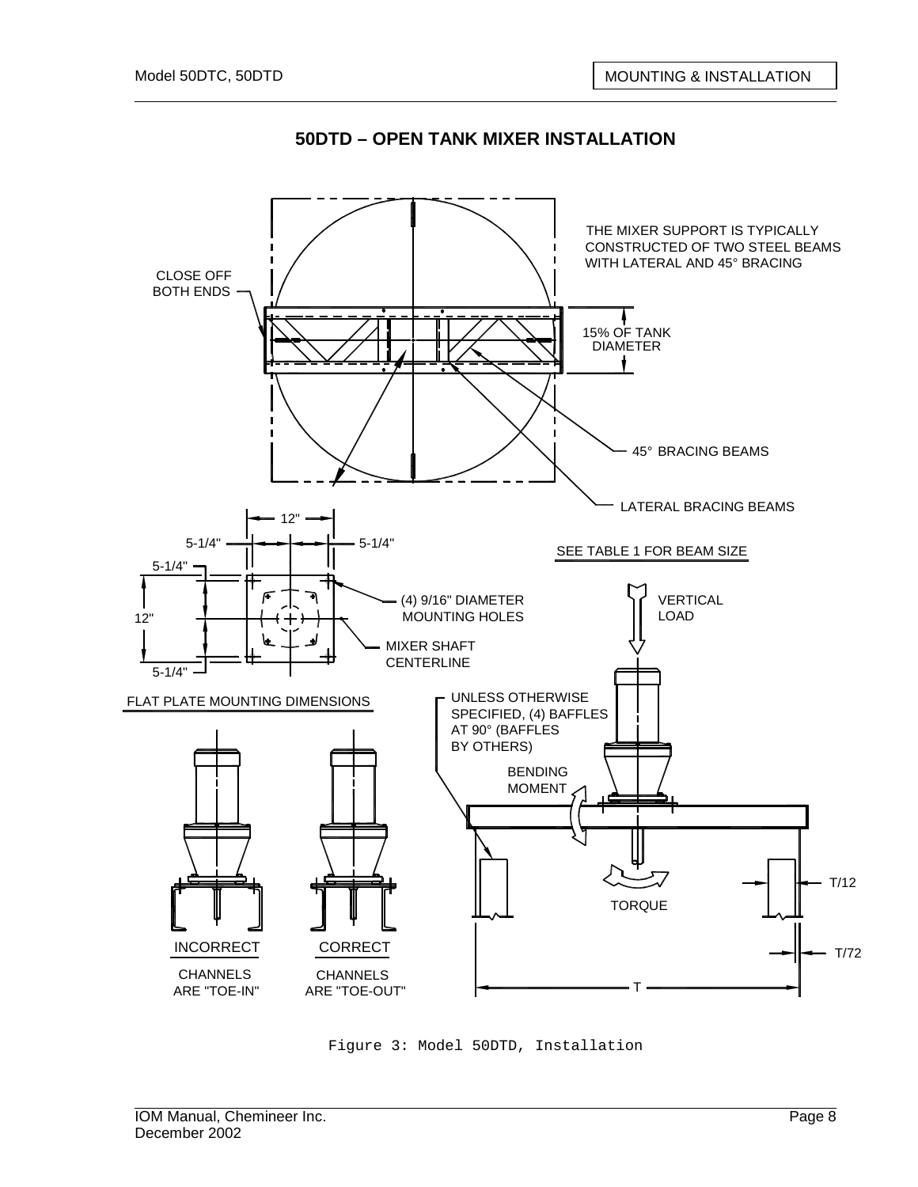## 50DTD – OPEN TANK MIXER INSTALLATION

THE MIXER SUPPORT IS TYPICALLY CONSTRUCTED OF TWO STEEL BEAMS WITH LATERAL AND 45° BRACING

CLOSE OFF BOTH ENDS

15% OF TANK DIAMETER

45° BRACING BEAMS

LATERAL BRACING BEAMS

SEE TABLE 1 FOR BEAM SIZE

12"

5-1/4"

5-1/4"

5-1/4"

12"

5-1/4"

(4) 9/16" DIAMETER MOUNTING HOLES

MIXER SHAFT CENTERLINE

FLAT PLATE MOUNTING DIMENSIONS

VERTICAL LOAD

UNLESS OTHERWISE SPECIFIED, (4) BAFFLES AT 90° (BAFFLES BY OTHERS)

BENDING MOMENT

TORQUE

T/12

T/72

T

INCORRECT

CHANNELS ARE "TOE-IN"

CORRECT

CHANNELS ARE "TOE-OUT"

Figure 3: Model 50DTD, Installation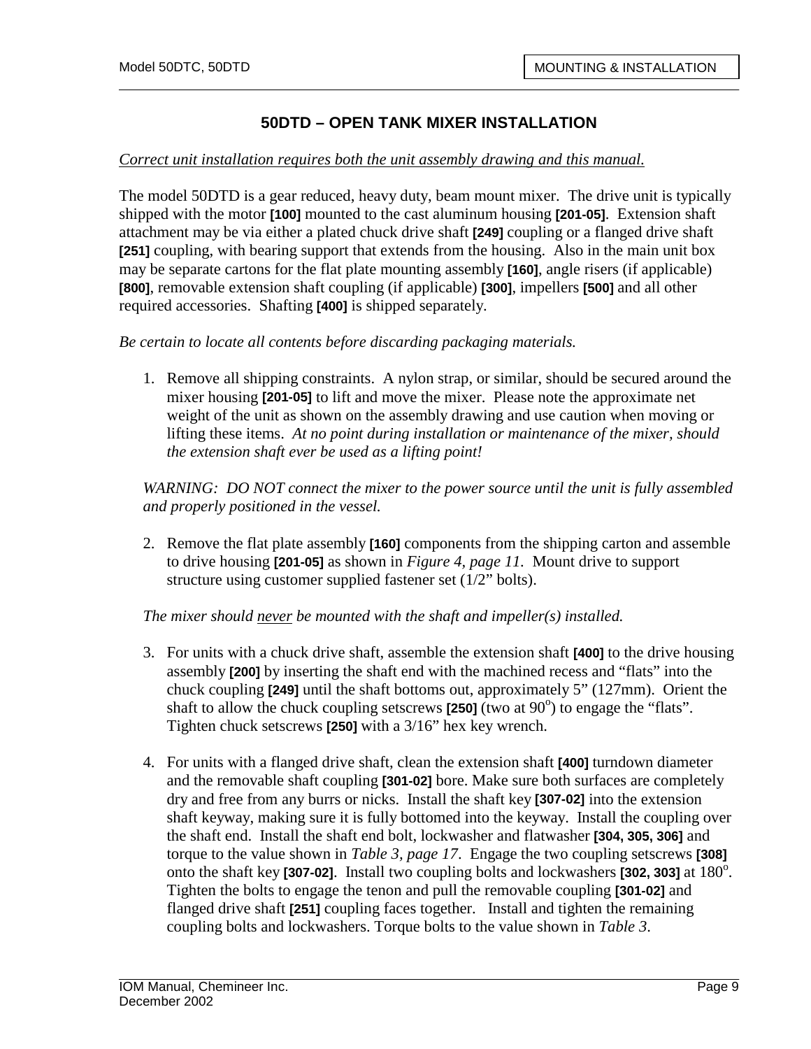## 50DTD – OPEN TANK MIXER INSTALLATION

*Correct unit installation requires both the unit assembly drawing and this manual.*

The model 50DTD is a gear reduced, heavy duty, beam mount mixer. The drive unit is typically shipped with the motor **[100]** mounted to the cast aluminum housing **[201-05]**. Extension shaft attachment may be via either a plated chuck drive shaft **[249]** coupling or a flanged drive shaft **[251]** coupling, with bearing support that extends from the housing. Also in the main unit box may be separate cartons for the flat plate mounting assembly **[160]**, angle risers (if applicable) **[800]**, removable extension shaft coupling (if applicable) **[300]**, impellers **[500]** and all other required accessories. Shafting **[400]** is shipped separately.

*Be certain to locate all contents before discarding packaging materials.*

1. Remove all shipping constraints. A nylon strap, or similar, should be secured around the mixer housing **[201-05]** to lift and move the mixer. Please note the approximate net weight of the unit as shown on the assembly drawing and use caution when moving or lifting these items. *At no point during installation or maintenance of the mixer, should the extension shaft ever be used as a lifting point!*

*WARNING: DO NOT connect the mixer to the power source until the unit is fully assembled and properly positioned in the vessel.*

2. Remove the flat plate assembly **[160]** components from the shipping carton and assemble to drive housing **[201-05]** as shown in *Figure 4, page 11*. Mount drive to support structure using customer supplied fastener set (1/2" bolts).

*The mixer should never be mounted with the shaft and impeller(s) installed.*

3. For units with a chuck drive shaft, assemble the extension shaft **[400]** to the drive housing assembly **[200]** by inserting the shaft end with the machined recess and "flats" into the chuck coupling **[249]** until the shaft bottoms out, approximately 5" (127mm). Orient the shaft to allow the chuck coupling setscrews **[250]** (two at $90^{o}$) to engage the "flats". Tighten chuck setscrews **[250]** with a 3/16" hex key wrench.

4. For units with a flanged drive shaft, clean the extension shaft **[400]** turndown diameter and the removable shaft coupling **[301-02]** bore. Make sure both surfaces are completely dry and free from any burrs or nicks. Install the shaft key **[307-02]** into the extension shaft keyway, making sure it is fully bottomed into the keyway. Install the coupling over the shaft end. Install the shaft end bolt, lockwasher and flatwasher **[304, 305, 306]** and torque to the value shown in *Table 3, page 17*. Engage the two coupling setscrews **[308]** onto the shaft key **[307-02]**. Install two coupling bolts and lockwashers **[302, 303]** at $180^{o}$. Tighten the bolts to engage the tenon and pull the removable coupling **[301-02]** and flanged drive shaft **[251]** coupling faces together. Install and tighten the remaining coupling bolts and lockwashers. Torque bolts to the value shown in *Table 3*.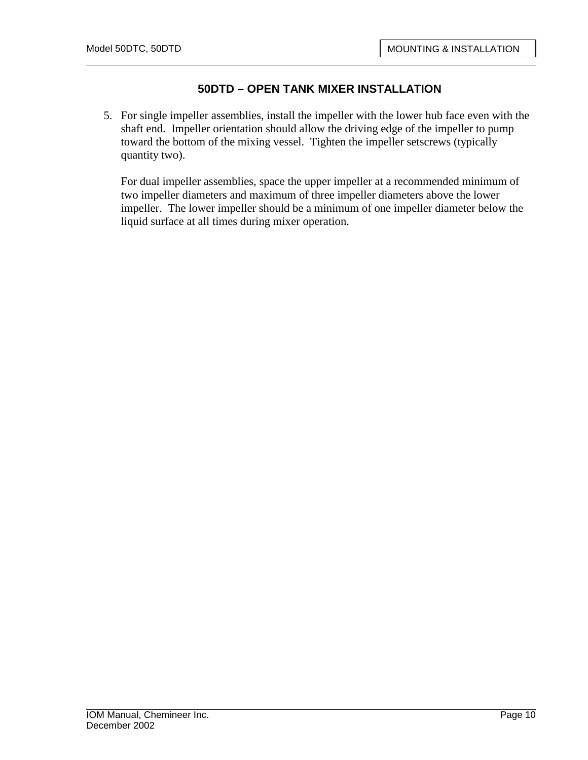## 50DTD – OPEN TANK MIXER INSTALLATION

5. For single impeller assemblies, install the impeller with the lower hub face even with the shaft end. Impeller orientation should allow the driving edge of the impeller to pump toward the bottom of the mixing vessel. Tighten the impeller setscrews (typically quantity two).

   For dual impeller assemblies, space the upper impeller at a recommended minimum of two impeller diameters and maximum of three impeller diameters above the lower impeller. The lower impeller should be a minimum of one impeller diameter below the liquid surface at all times during mixer operation.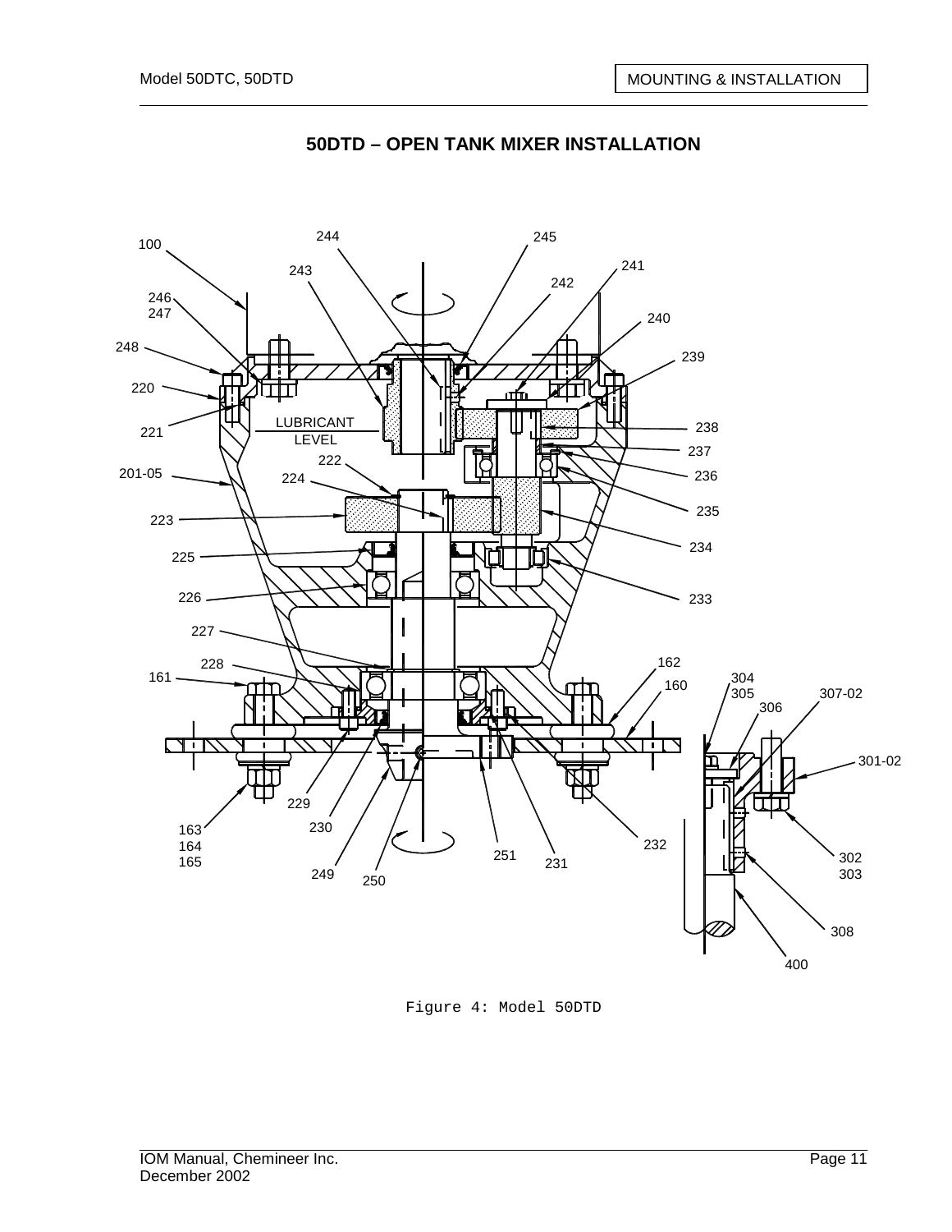## 50DTD – OPEN TANK MIXER INSTALLATION

Figure 4: Model 50DTD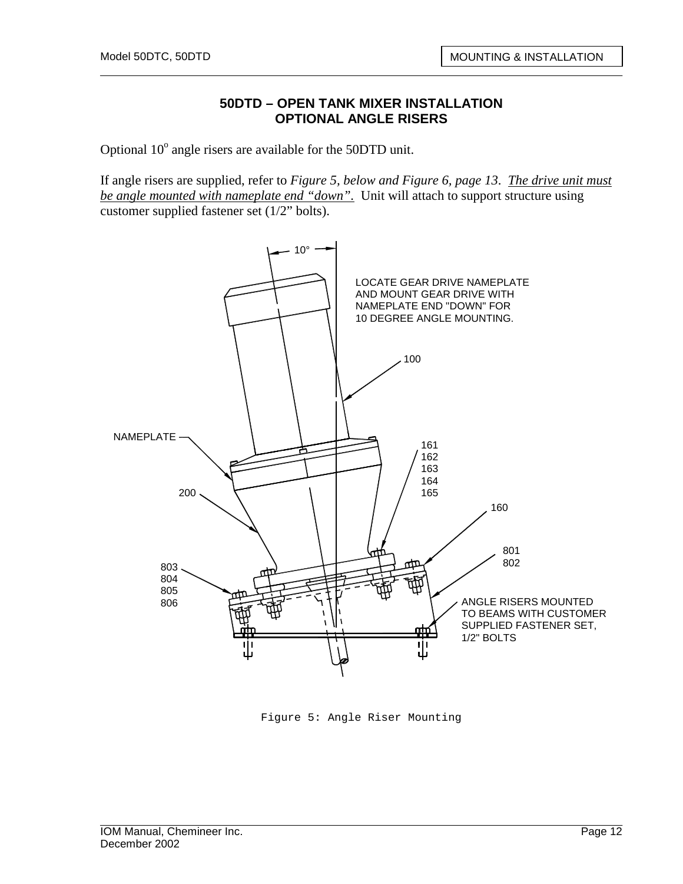## 50DTD – OPEN TANK MIXER INSTALLATION
## OPTIONAL ANGLE RISERS

Optional 10° angle risers are available for the 50DTD unit.

If angle risers are supplied, refer to *Figure 5, below and Figure 6, page 13*. The drive unit must be angle mounted with nameplate end "down". Unit will attach to support structure using customer supplied fastener set (1/2" bolts).

10°

LOCATE GEAR DRIVE NAMEPLATE AND MOUNT GEAR DRIVE WITH NAMEPLATE END "DOWN" FOR 10 DEGREE ANGLE MOUNTING.

100

NAMEPLATE

161
162
163
164
165

200

160

801
802

803
804
805
806

ANGLE RISERS MOUNTED TO BEAMS WITH CUSTOMER SUPPLIED FASTENER SET, 1/2" BOLTS

Figure 5: Angle Riser Mounting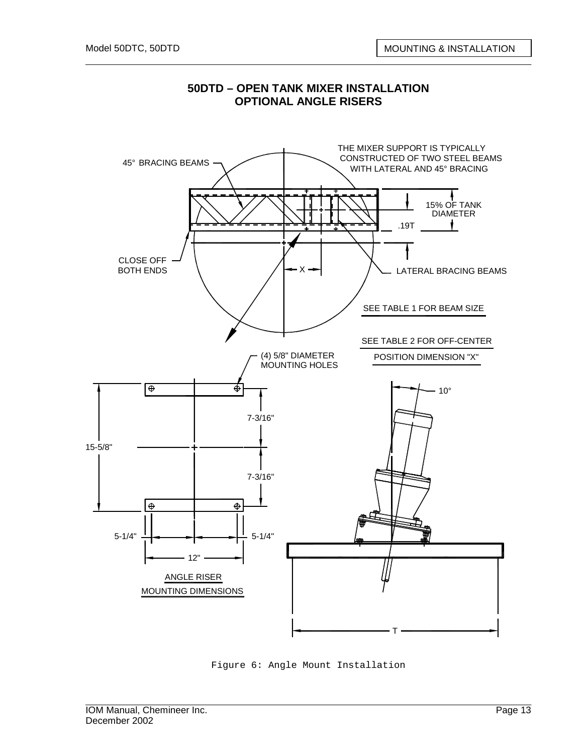# 50DTD – OPEN TANK MIXER INSTALLATION
# OPTIONAL ANGLE RISERS

THE MIXER SUPPORT IS TYPICALLY CONSTRUCTED OF TWO STEEL BEAMS WITH LATERAL AND 45° BRACING

45° BRACING BEAMS

15% OF TANK DIAMETER

.19T

CLOSE OFF BOTH ENDS

X

LATERAL BRACING BEAMS

SEE TABLE 1 FOR BEAM SIZE

SEE TABLE 2 FOR OFF-CENTER POSITION DIMENSION "X"

(4) 5/8" DIAMETER MOUNTING HOLES

15-5/8"

7-3/16"

7-3/16"

5-1/4"

5-1/4"

12"

ANGLE RISER MOUNTING DIMENSIONS

10°

T

Figure 6: Angle Mount Installation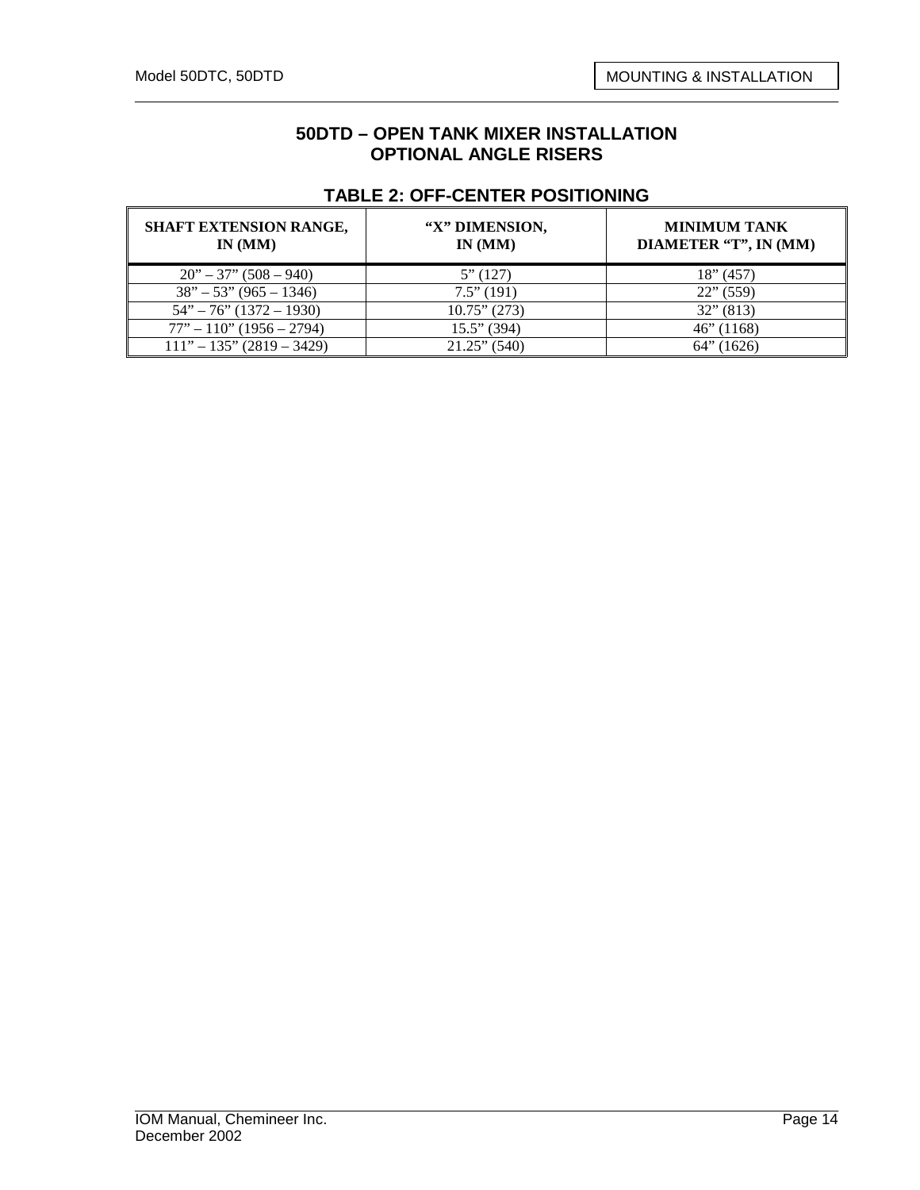## 50DTD – OPEN TANK MIXER INSTALLATION
## OPTIONAL ANGLE RISERS

### TABLE 2: OFF-CENTER POSITIONING

| SHAFT EXTENSION RANGE, IN (MM) | "X" DIMENSION, IN (MM) | MINIMUM TANK DIAMETER "T", IN (MM) |
|---|---|---|
| 20" – 37" (508 – 940) | 5" (127) | 18" (457) |
| 38" – 53" (965 – 1346) | 7.5" (191) | 22" (559) |
| 54" – 76" (1372 – 1930) | 10.75" (273) | 32" (813) |
| 77" – 110" (1956 – 2794) | 15.5" (394) | 46" (1168) |
| 111" – 135" (2819 – 3429) | 21.25" (540) | 64" (1626) |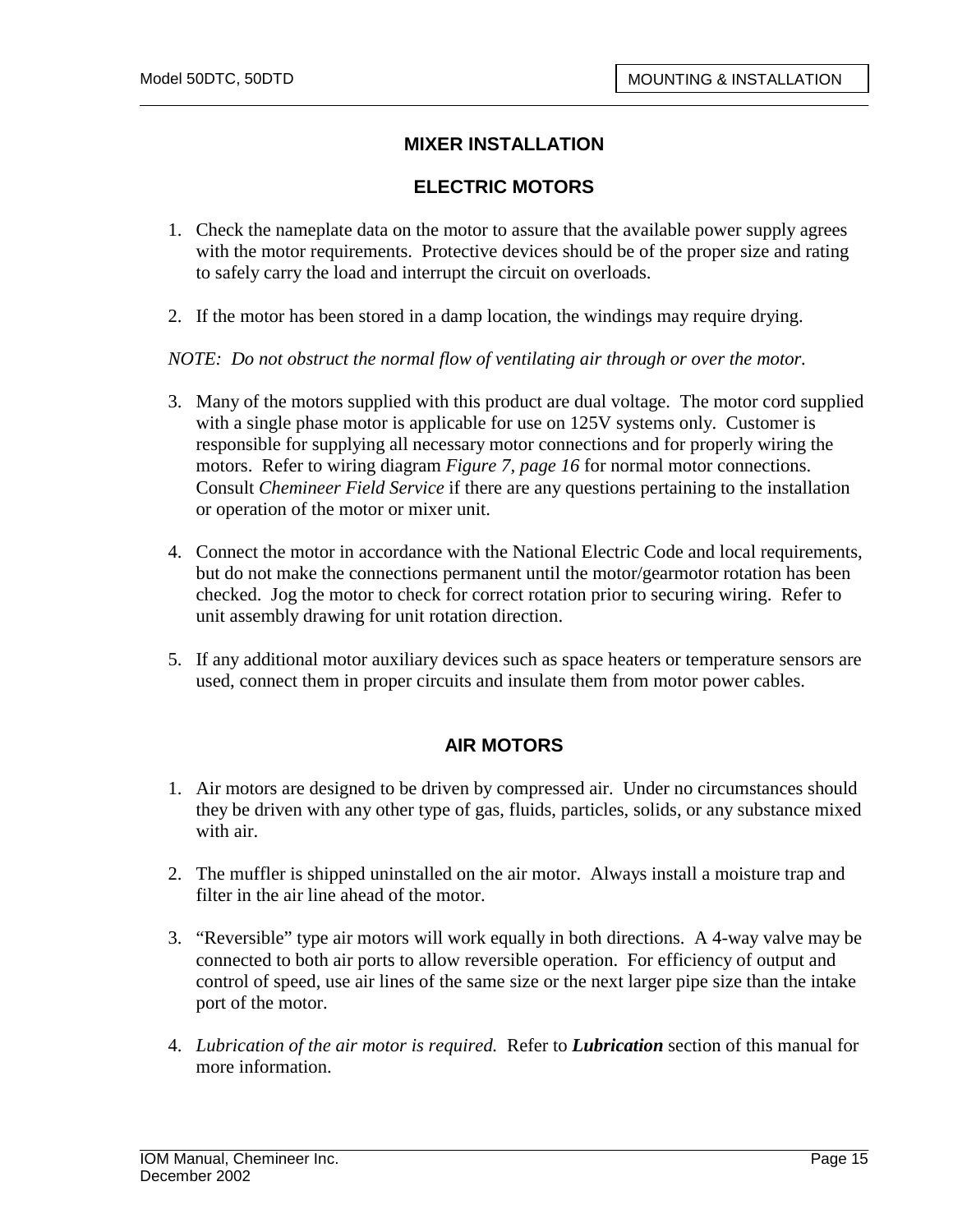# MIXER INSTALLATION

## ELECTRIC MOTORS

1. Check the nameplate data on the motor to assure that the available power supply agrees with the motor requirements. Protective devices should be of the proper size and rating to safely carry the load and interrupt the circuit on overloads.

2. If the motor has been stored in a damp location, the windings may require drying.

*NOTE: Do not obstruct the normal flow of ventilating air through or over the motor.*

3. Many of the motors supplied with this product are dual voltage. The motor cord supplied with a single phase motor is applicable for use on 125V systems only. Customer is responsible for supplying all necessary motor connections and for properly wiring the motors. Refer to wiring diagram *Figure 7, page 16* for normal motor connections. Consult *Chemineer Field Service* if there are any questions pertaining to the installation or operation of the motor or mixer unit.

4. Connect the motor in accordance with the National Electric Code and local requirements, but do not make the connections permanent until the motor/gearmotor rotation has been checked. Jog the motor to check for correct rotation prior to securing wiring. Refer to unit assembly drawing for unit rotation direction.

5. If any additional motor auxiliary devices such as space heaters or temperature sensors are used, connect them in proper circuits and insulate them from motor power cables.

## AIR MOTORS

1. Air motors are designed to be driven by compressed air. Under no circumstances should they be driven with any other type of gas, fluids, particles, solids, or any substance mixed with air.

2. The muffler is shipped uninstalled on the air motor. Always install a moisture trap and filter in the air line ahead of the motor.

3. "Reversible" type air motors will work equally in both directions. A 4-way valve may be connected to both air ports to allow reversible operation. For efficiency of output and control of speed, use air lines of the same size or the next larger pipe size than the intake port of the motor.

4. *Lubrication of the air motor is required.* Refer to ***Lubrication*** section of this manual for more information.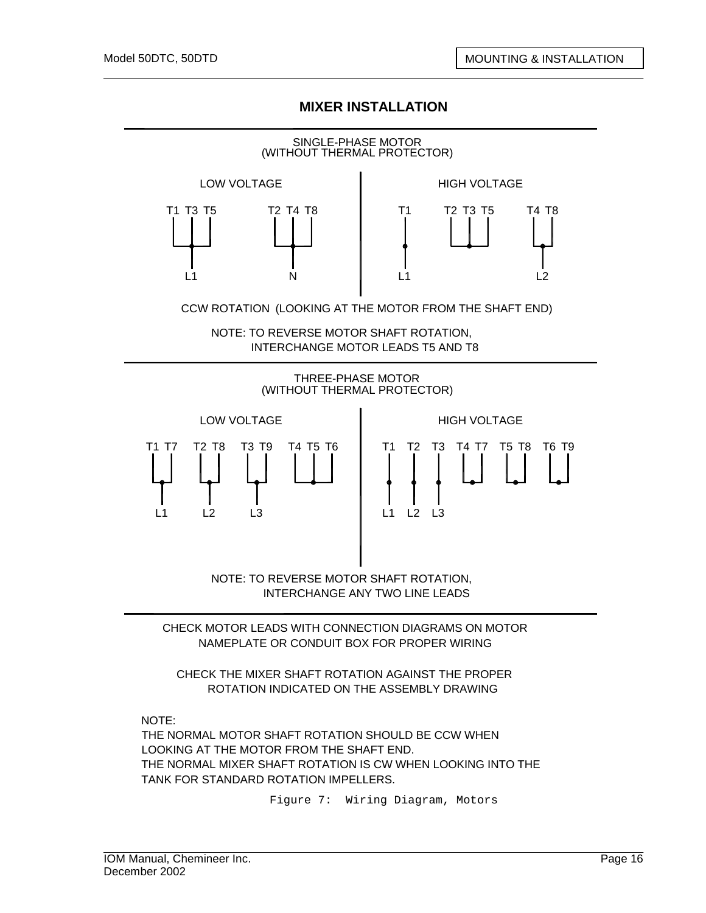## MIXER INSTALLATION

SINGLE-PHASE MOTOR
(WITHOUT THERMAL PROTECTOR)

LOW VOLTAGE

T1 T3 T5 — L1

T2 T4 T8 — N

HIGH VOLTAGE

T1 — L1

T2 T3 T5

T4 T8 — L2

CCW ROTATION (LOOKING AT THE MOTOR FROM THE SHAFT END)

NOTE: TO REVERSE MOTOR SHAFT ROTATION,
INTERCHANGE MOTOR LEADS T5 AND T8

THREE-PHASE MOTOR
(WITHOUT THERMAL PROTECTOR)

LOW VOLTAGE

T1 T7 — L1

T2 T8 — L2

T3 T9 — L3

T4 T5 T6

HIGH VOLTAGE

T1 — L1

T2 — L2

T3 — L3

T4 T7

T5 T8

T6 T9

NOTE: TO REVERSE MOTOR SHAFT ROTATION,
INTERCHANGE ANY TWO LINE LEADS

CHECK MOTOR LEADS WITH CONNECTION DIAGRAMS ON MOTOR NAMEPLATE OR CONDUIT BOX FOR PROPER WIRING

CHECK THE MIXER SHAFT ROTATION AGAINST THE PROPER ROTATION INDICATED ON THE ASSEMBLY DRAWING

NOTE:
THE NORMAL MOTOR SHAFT ROTATION SHOULD BE CCW WHEN LOOKING AT THE MOTOR FROM THE SHAFT END.
THE NORMAL MIXER SHAFT ROTATION IS CW WHEN LOOKING INTO THE TANK FOR STANDARD ROTATION IMPELLERS.

Figure 7: Wiring Diagram, Motors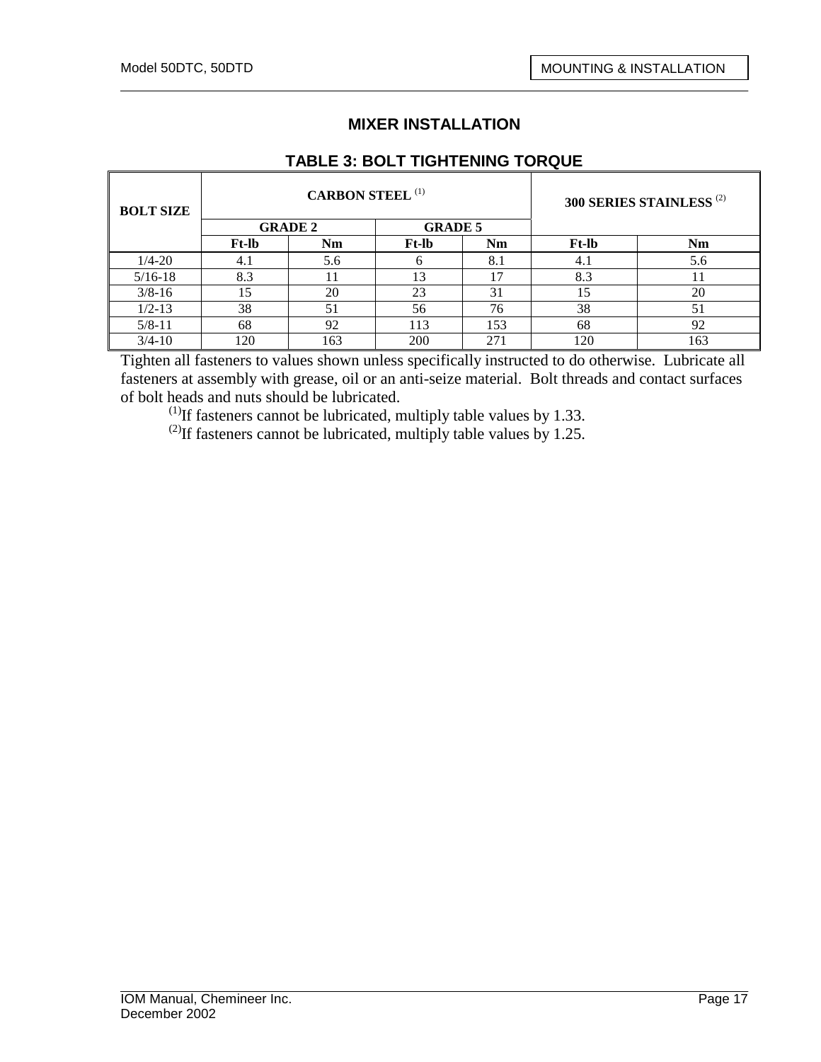## MIXER INSTALLATION

### TABLE 3: BOLT TIGHTENING TORQUE

| BOLT SIZE | CARBON STEEL [1] | | | | 300 SERIES STAINLESS [2] | |
|---|---|---|---|---|---|---|
| | GRADE 2 | | GRADE 5 | | | |
| | Ft-lb | Nm | Ft-lb | Nm | Ft-lb | Nm |
| 1/4-20 | 4.1 | 5.6 | 6 | 8.1 | 4.1 | 5.6 |
| 5/16-18 | 8.3 | 11 | 13 | 17 | 8.3 | 11 |
| 3/8-16 | 15 | 20 | 23 | 31 | 15 | 20 |
| 1/2-13 | 38 | 51 | 56 | 76 | 38 | 51 |
| 5/8-11 | 68 | 92 | 113 | 153 | 68 | 92 |
| 3/4-10 | 120 | 163 | 200 | 271 | 120 | 163 |

Tighten all fasteners to values shown unless specifically instructed to do otherwise. Lubricate all fasteners at assembly with grease, oil or an anti-seize material. Bolt threads and contact surfaces of bolt heads and nuts should be lubricated.

(1) If fasteners cannot be lubricated, multiply table values by 1.33.

(2) If fasteners cannot be lubricated, multiply table values by 1.25.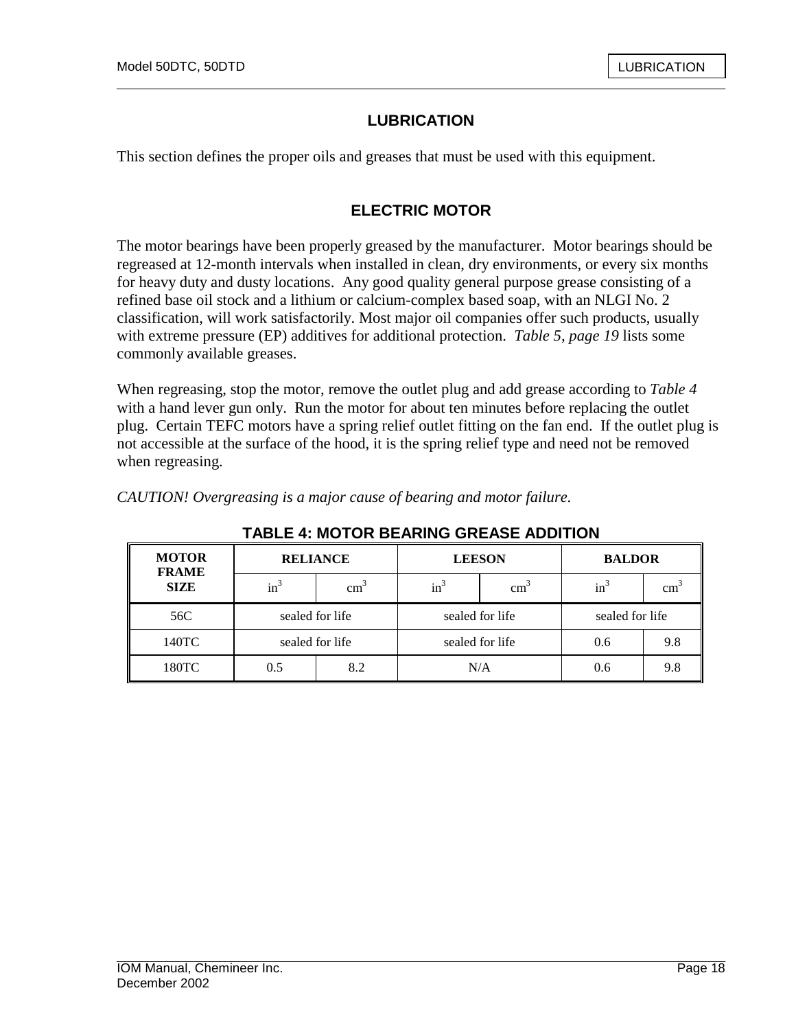# LUBRICATION

This section defines the proper oils and greases that must be used with this equipment.

## ELECTRIC MOTOR

The motor bearings have been properly greased by the manufacturer. Motor bearings should be regreased at 12-month intervals when installed in clean, dry environments, or every six months for heavy duty and dusty locations. Any good quality general purpose grease consisting of a refined base oil stock and a lithium or calcium-complex based soap, with an NLGI No. 2 classification, will work satisfactorily. Most major oil companies offer such products, usually with extreme pressure (EP) additives for additional protection. *Table 5, page 19* lists some commonly available greases.

When regreasing, stop the motor, remove the outlet plug and add grease according to *Table 4* with a hand lever gun only. Run the motor for about ten minutes before replacing the outlet plug. Certain TEFC motors have a spring relief outlet fitting on the fan end. If the outlet plug is not accessible at the surface of the hood, it is the spring relief type and need not be removed when regreasing.

*CAUTION! Overgreasing is a major cause of bearing and motor failure.*

**TABLE 4: MOTOR BEARING GREASE ADDITION**

| MOTOR FRAME SIZE | RELIANCE | | LEESON | | BALDOR | |
|---|---|---|---|---|---|---|
| | $in^3$ | $cm^3$ | $in^3$ | $cm^3$ | $in^3$ | $cm^3$ |
| 56C | sealed for life | | sealed for life | | sealed for life | |
| 140TC | sealed for life | | sealed for life | | 0.6 | 9.8 |
| 180TC | 0.5 | 8.2 | N/A | | 0.6 | 9.8 |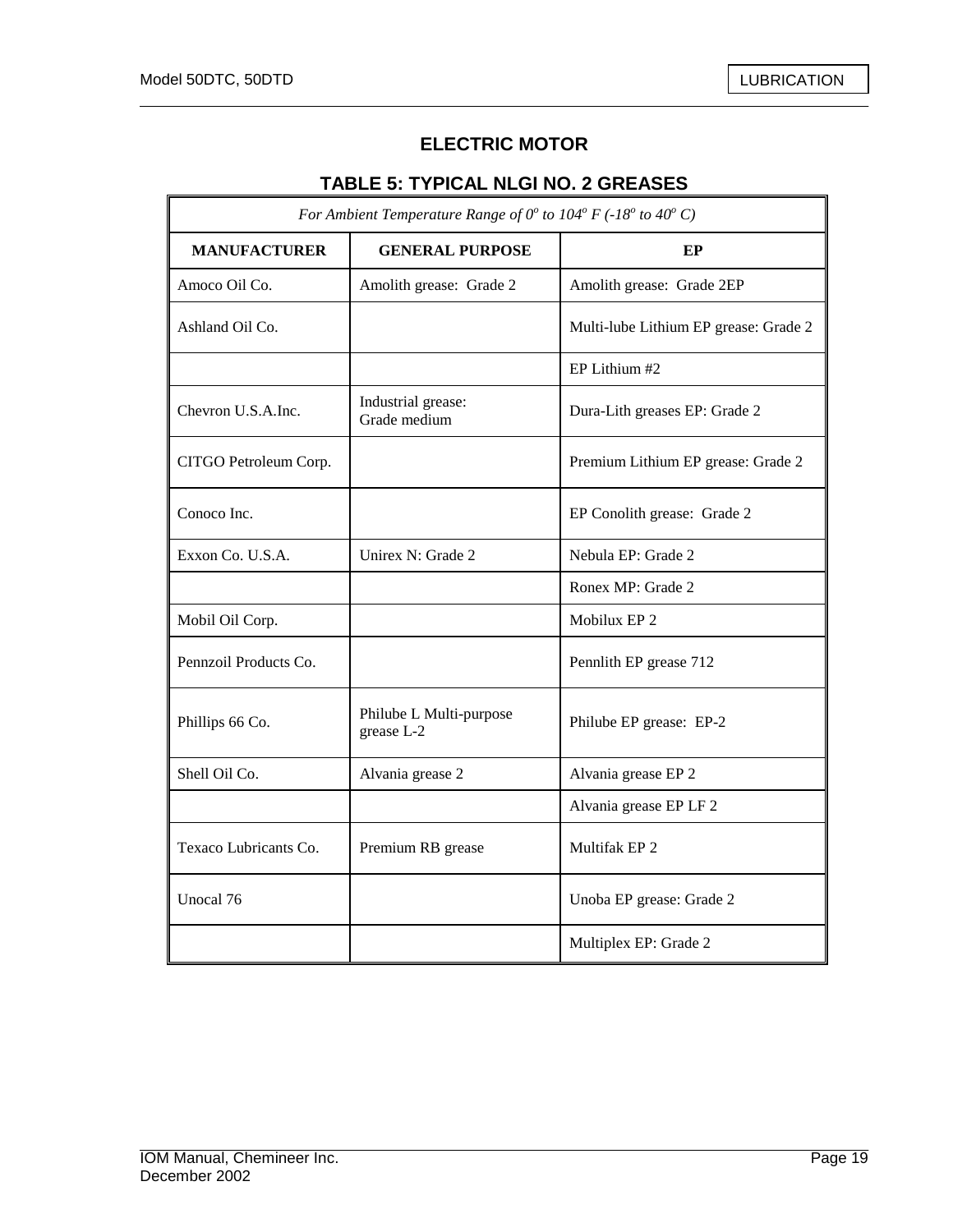## ELECTRIC MOTOR

### TABLE 5: TYPICAL NLGI NO. 2 GREASES

| *For Ambient Temperature Range of $0^o$ to $104^o$ F ($-18^o$ to $40^o$ C)* | | |
|---|---|---|
| **MANUFACTURER** | **GENERAL PURPOSE** | **EP** |
| Amoco Oil Co. | Amolith grease: Grade 2 | Amolith grease: Grade 2EP |
| Ashland Oil Co. | | Multi-lube Lithium EP grease: Grade 2 |
| | | EP Lithium #2 |
| Chevron U.S.A.Inc. | Industrial grease: Grade medium | Dura-Lith greases EP: Grade 2 |
| CITGO Petroleum Corp. | | Premium Lithium EP grease: Grade 2 |
| Conoco Inc. | | EP Conolith grease: Grade 2 |
| Exxon Co. U.S.A. | Unirex N: Grade 2 | Nebula EP: Grade 2 |
| | | Ronex MP: Grade 2 |
| Mobil Oil Corp. | | Mobilux EP 2 |
| Pennzoil Products Co. | | Pennlith EP grease 712 |
| Phillips 66 Co. | Philube L Multi-purpose grease L-2 | Philube EP grease: EP-2 |
| Shell Oil Co. | Alvania grease 2 | Alvania grease EP 2 |
| | | Alvania grease EP LF 2 |
| Texaco Lubricants Co. | Premium RB grease | Multifak EP 2 |
| Unocal 76 | | Unoba EP grease: Grade 2 |
| | | Multiplex EP: Grade 2 |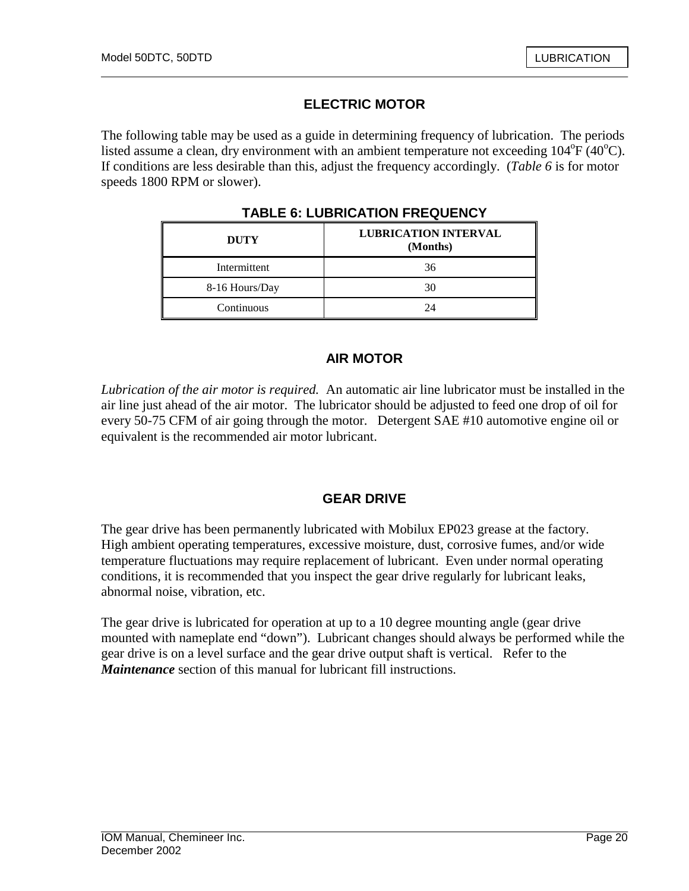## ELECTRIC MOTOR

The following table may be used as a guide in determining frequency of lubrication. The periods listed assume a clean, dry environment with an ambient temperature not exceeding 104°F (40°C). If conditions are less desirable than this, adjust the frequency accordingly. (*Table 6* is for motor speeds 1800 RPM or slower).

**TABLE 6: LUBRICATION FREQUENCY**

| DUTY | LUBRICATION INTERVAL (Months) |
|---|---|
| Intermittent | 36 |
| 8-16 Hours/Day | 30 |
| Continuous | 24 |

## AIR MOTOR

*Lubrication of the air motor is required.* An automatic air line lubricator must be installed in the air line just ahead of the air motor. The lubricator should be adjusted to feed one drop of oil for every 50-75 CFM of air going through the motor. Detergent SAE #10 automotive engine oil or equivalent is the recommended air motor lubricant.

## GEAR DRIVE

The gear drive has been permanently lubricated with Mobilux EP023 grease at the factory. High ambient operating temperatures, excessive moisture, dust, corrosive fumes, and/or wide temperature fluctuations may require replacement of lubricant. Even under normal operating conditions, it is recommended that you inspect the gear drive regularly for lubricant leaks, abnormal noise, vibration, etc.

The gear drive is lubricated for operation at up to a 10 degree mounting angle (gear drive mounted with nameplate end “down”). Lubricant changes should always be performed while the gear drive is on a level surface and the gear drive output shaft is vertical. Refer to the ***Maintenance*** section of this manual for lubricant fill instructions.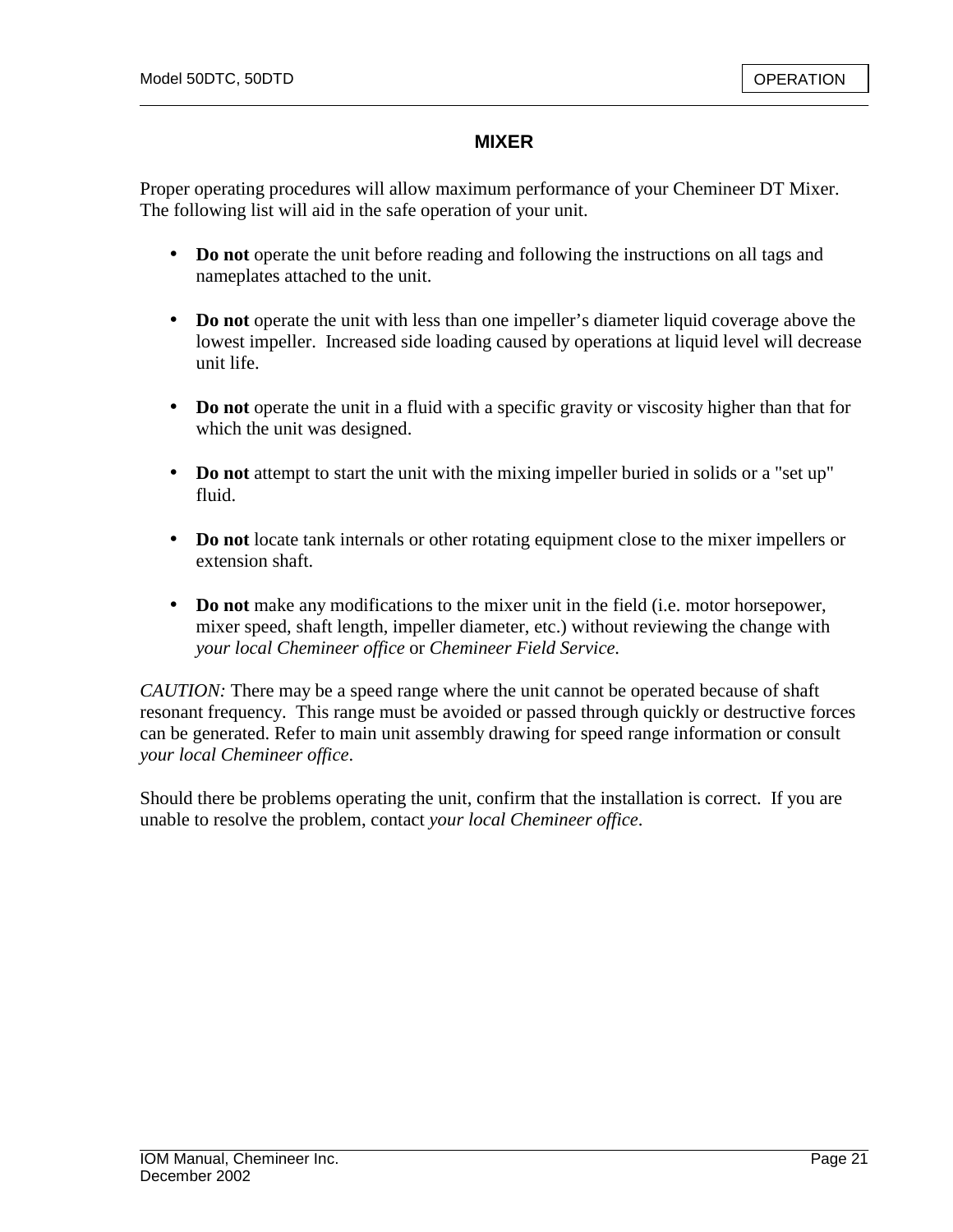## MIXER

Proper operating procedures will allow maximum performance of your Chemineer DT Mixer. The following list will aid in the safe operation of your unit.

- **Do not** operate the unit before reading and following the instructions on all tags and nameplates attached to the unit.

- **Do not** operate the unit with less than one impeller's diameter liquid coverage above the lowest impeller. Increased side loading caused by operations at liquid level will decrease unit life.

- **Do not** operate the unit in a fluid with a specific gravity or viscosity higher than that for which the unit was designed.

- **Do not** attempt to start the unit with the mixing impeller buried in solids or a "set up" fluid.

- **Do not** locate tank internals or other rotating equipment close to the mixer impellers or extension shaft.

- **Do not** make any modifications to the mixer unit in the field (i.e. motor horsepower, mixer speed, shaft length, impeller diameter, etc.) without reviewing the change with *your local Chemineer office* or *Chemineer Field Service.*

*CAUTION:* There may be a speed range where the unit cannot be operated because of shaft resonant frequency. This range must be avoided or passed through quickly or destructive forces can be generated. Refer to main unit assembly drawing for speed range information or consult *your local Chemineer office*.

Should there be problems operating the unit, confirm that the installation is correct. If you are unable to resolve the problem, contact *your local Chemineer office*.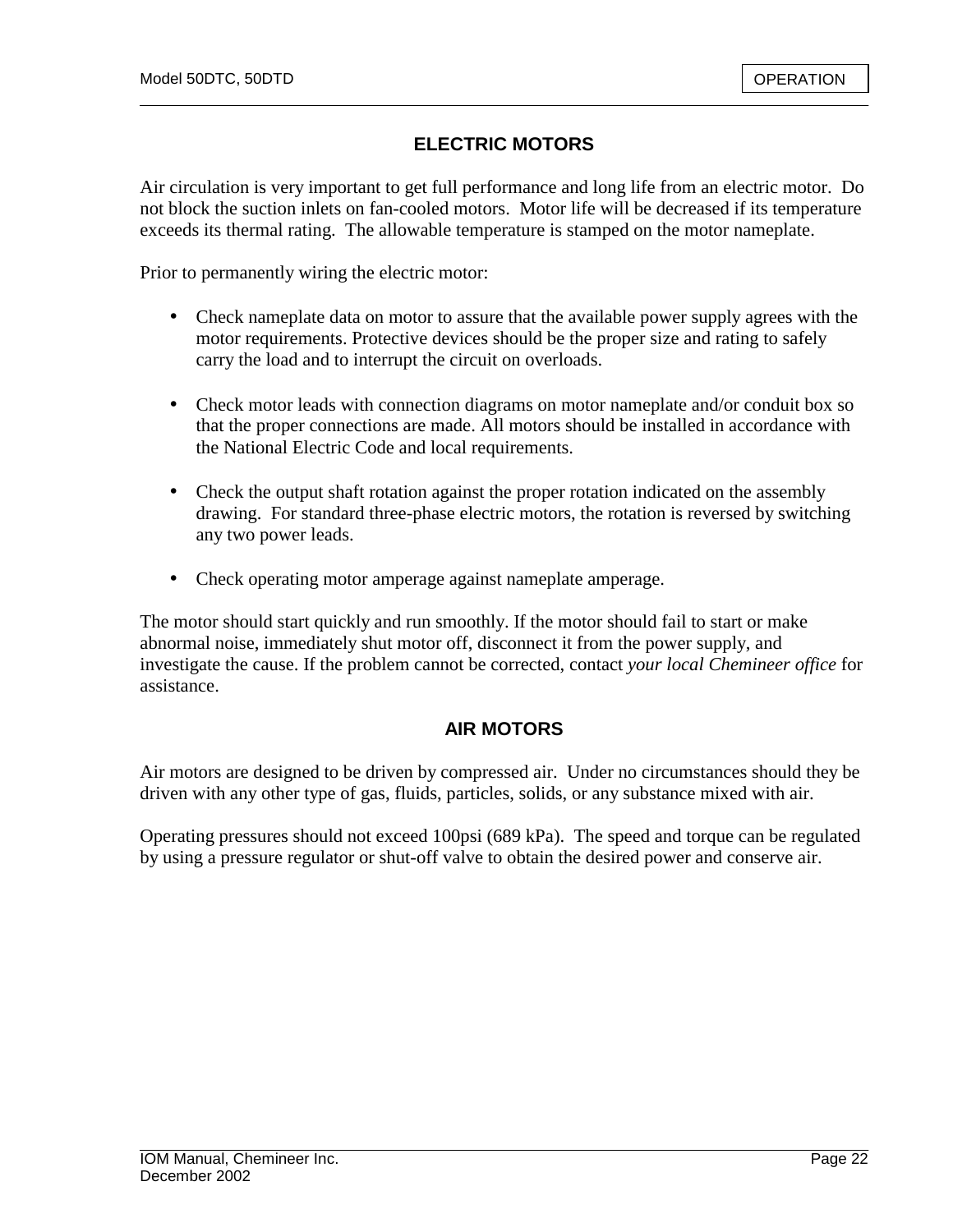## ELECTRIC MOTORS

Air circulation is very important to get full performance and long life from an electric motor. Do not block the suction inlets on fan-cooled motors. Motor life will be decreased if its temperature exceeds its thermal rating. The allowable temperature is stamped on the motor nameplate.

Prior to permanently wiring the electric motor:

- Check nameplate data on motor to assure that the available power supply agrees with the motor requirements. Protective devices should be the proper size and rating to safely carry the load and to interrupt the circuit on overloads.

- Check motor leads with connection diagrams on motor nameplate and/or conduit box so that the proper connections are made. All motors should be installed in accordance with the National Electric Code and local requirements.

- Check the output shaft rotation against the proper rotation indicated on the assembly drawing. For standard three-phase electric motors, the rotation is reversed by switching any two power leads.

- Check operating motor amperage against nameplate amperage.

The motor should start quickly and run smoothly. If the motor should fail to start or make abnormal noise, immediately shut motor off, disconnect it from the power supply, and investigate the cause. If the problem cannot be corrected, contact *your local Chemineer office* for assistance.

## AIR MOTORS

Air motors are designed to be driven by compressed air. Under no circumstances should they be driven with any other type of gas, fluids, particles, solids, or any substance mixed with air.

Operating pressures should not exceed 100psi (689 kPa). The speed and torque can be regulated by using a pressure regulator or shut-off valve to obtain the desired power and conserve air.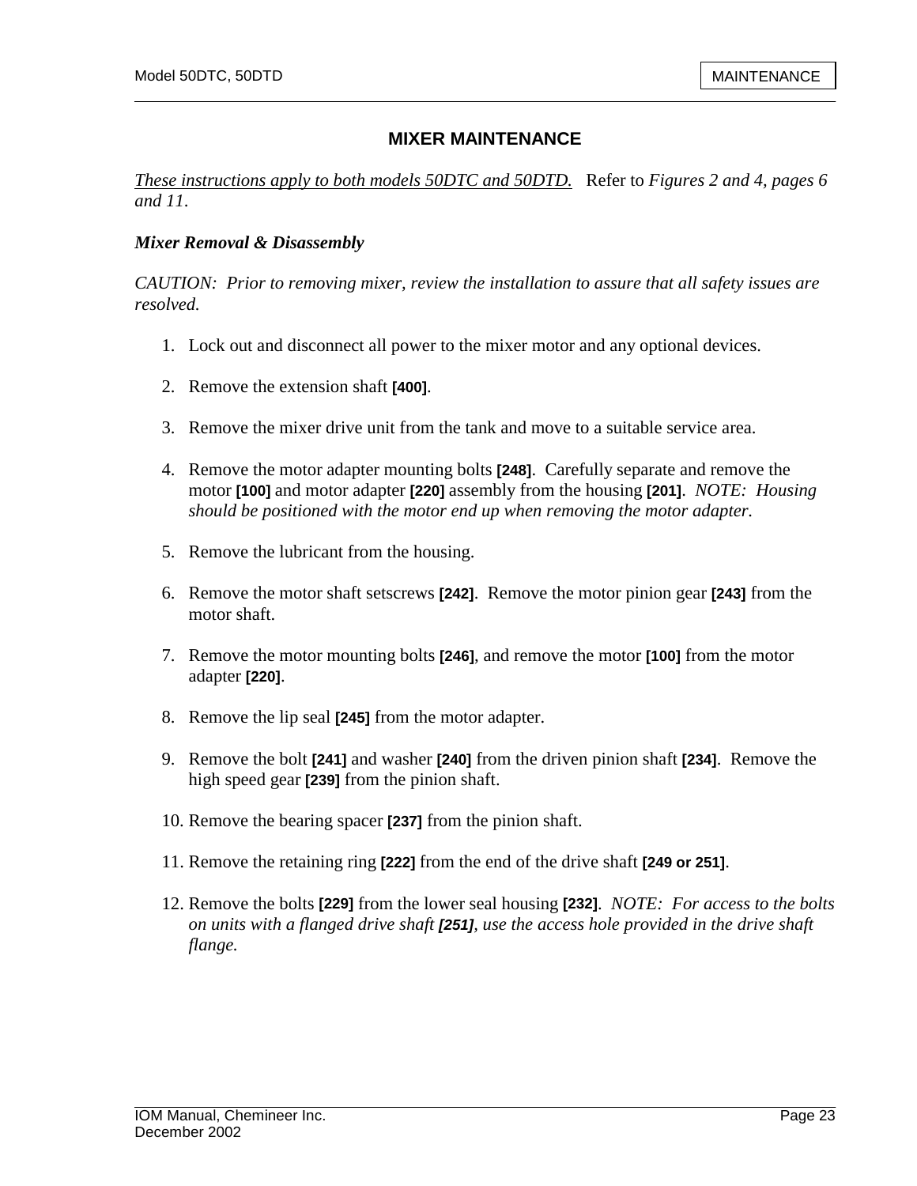## MIXER MAINTENANCE

*These instructions apply to both models 50DTC and 50DTD.* Refer to *Figures 2 and 4, pages 6 and 11*.

### *Mixer Removal & Disassembly*

*CAUTION: Prior to removing mixer, review the installation to assure that all safety issues are resolved.*

1. Lock out and disconnect all power to the mixer motor and any optional devices.

2. Remove the extension shaft **[400]**.

3. Remove the mixer drive unit from the tank and move to a suitable service area.

4. Remove the motor adapter mounting bolts **[248]**. Carefully separate and remove the motor **[100]** and motor adapter **[220]** assembly from the housing **[201]**. *NOTE: Housing should be positioned with the motor end up when removing the motor adapter.*

5. Remove the lubricant from the housing.

6. Remove the motor shaft setscrews **[242]**. Remove the motor pinion gear **[243]** from the motor shaft.

7. Remove the motor mounting bolts **[246]**, and remove the motor **[100]** from the motor adapter **[220]**.

8. Remove the lip seal **[245]** from the motor adapter.

9. Remove the bolt **[241]** and washer **[240]** from the driven pinion shaft **[234]**. Remove the high speed gear **[239]** from the pinion shaft.

10. Remove the bearing spacer **[237]** from the pinion shaft.

11. Remove the retaining ring **[222]** from the end of the drive shaft **[249 or 251]**.

12. Remove the bolts **[229]** from the lower seal housing **[232]**. *NOTE: For access to the bolts on units with a flanged drive shaft **[251]**, use the access hole provided in the drive shaft flange.*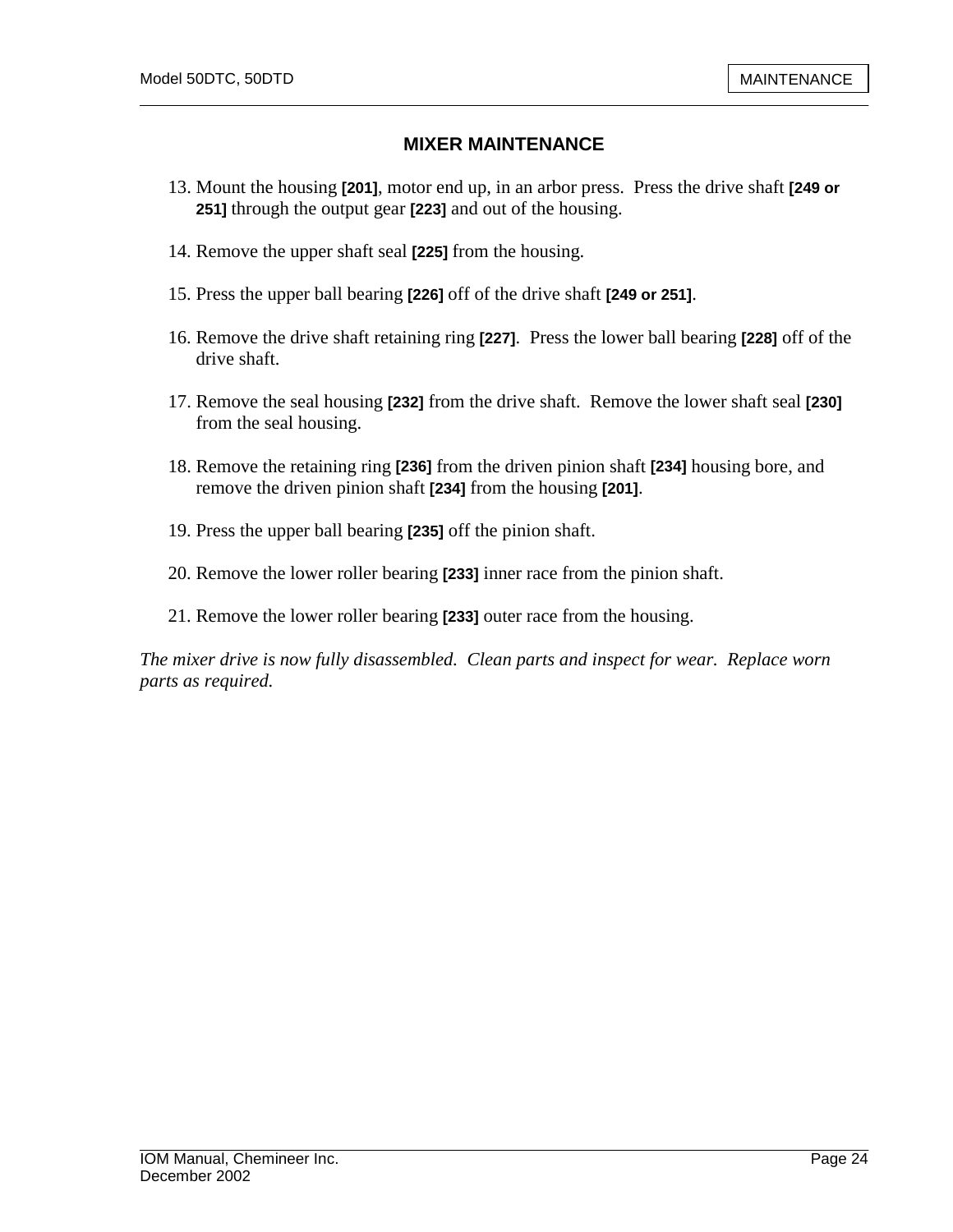## MIXER MAINTENANCE

13. Mount the housing **[201]**, motor end up, in an arbor press. Press the drive shaft **[249 or 251]** through the output gear **[223]** and out of the housing.

14. Remove the upper shaft seal **[225]** from the housing.

15. Press the upper ball bearing **[226]** off of the drive shaft **[249 or 251]**.

16. Remove the drive shaft retaining ring **[227]**. Press the lower ball bearing **[228]** off of the drive shaft.

17. Remove the seal housing **[232]** from the drive shaft. Remove the lower shaft seal **[230]** from the seal housing.

18. Remove the retaining ring **[236]** from the driven pinion shaft **[234]** housing bore, and remove the driven pinion shaft **[234]** from the housing **[201]**.

19. Press the upper ball bearing **[235]** off the pinion shaft.

20. Remove the lower roller bearing **[233]** inner race from the pinion shaft.

21. Remove the lower roller bearing **[233]** outer race from the housing.

*The mixer drive is now fully disassembled. Clean parts and inspect for wear. Replace worn parts as required.*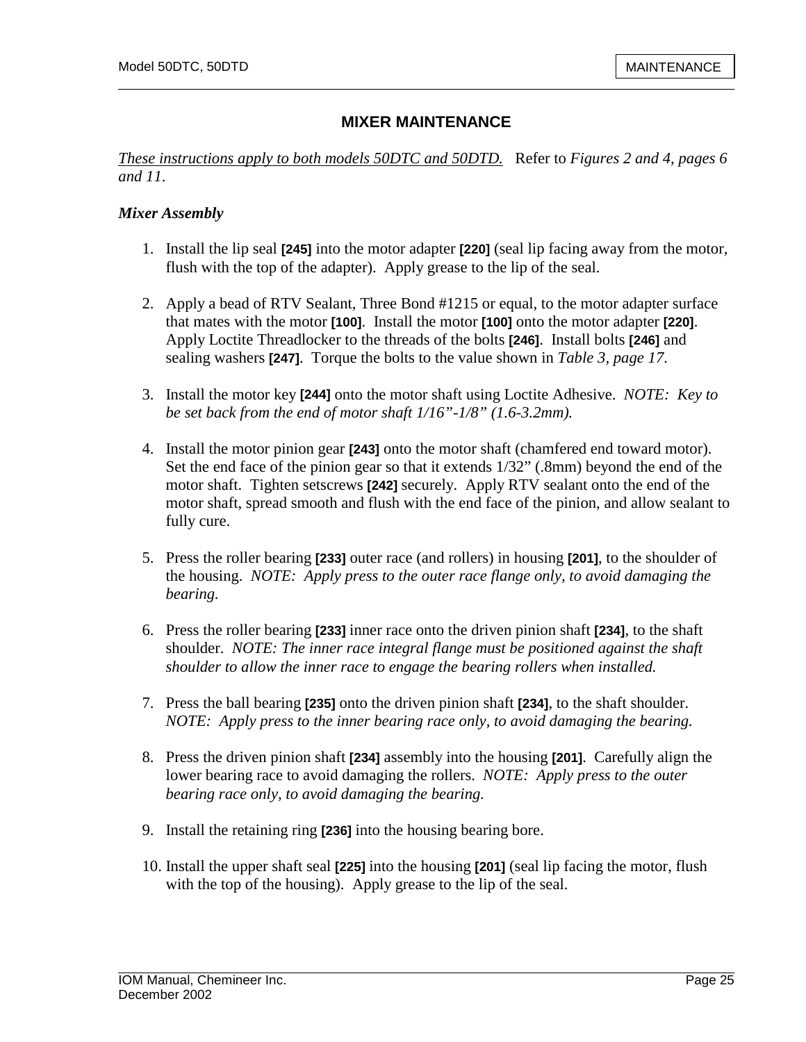## MIXER MAINTENANCE

*These instructions apply to both models 50DTC and 50DTD.* Refer to *Figures 2 and 4, pages 6 and 11*.

### *Mixer Assembly*

1. Install the lip seal **[245]** into the motor adapter **[220]** (seal lip facing away from the motor, flush with the top of the adapter). Apply grease to the lip of the seal.

2. Apply a bead of RTV Sealant, Three Bond #1215 or equal, to the motor adapter surface that mates with the motor **[100]**. Install the motor **[100]** onto the motor adapter **[220]**. Apply Loctite Threadlocker to the threads of the bolts **[246]**. Install bolts **[246]** and sealing washers **[247]**. Torque the bolts to the value shown in *Table 3, page 17*.

3. Install the motor key **[244]** onto the motor shaft using Loctite Adhesive. *NOTE: Key to be set back from the end of motor shaft 1/16"-1/8" (1.6-3.2mm).*

4. Install the motor pinion gear **[243]** onto the motor shaft (chamfered end toward motor). Set the end face of the pinion gear so that it extends 1/32" (.8mm) beyond the end of the motor shaft. Tighten setscrews **[242]** securely. Apply RTV sealant onto the end of the motor shaft, spread smooth and flush with the end face of the pinion, and allow sealant to fully cure.

5. Press the roller bearing **[233]** outer race (and rollers) in housing **[201]**, to the shoulder of the housing. *NOTE: Apply press to the outer race flange only, to avoid damaging the bearing.*

6. Press the roller bearing **[233]** inner race onto the driven pinion shaft **[234]**, to the shaft shoulder. *NOTE: The inner race integral flange must be positioned against the shaft shoulder to allow the inner race to engage the bearing rollers when installed.*

7. Press the ball bearing **[235]** onto the driven pinion shaft **[234]**, to the shaft shoulder. *NOTE: Apply press to the inner bearing race only, to avoid damaging the bearing.*

8. Press the driven pinion shaft **[234]** assembly into the housing **[201]**. Carefully align the lower bearing race to avoid damaging the rollers. *NOTE: Apply press to the outer bearing race only, to avoid damaging the bearing.*

9. Install the retaining ring **[236]** into the housing bearing bore.

10. Install the upper shaft seal **[225]** into the housing **[201]** (seal lip facing the motor, flush with the top of the housing). Apply grease to the lip of the seal.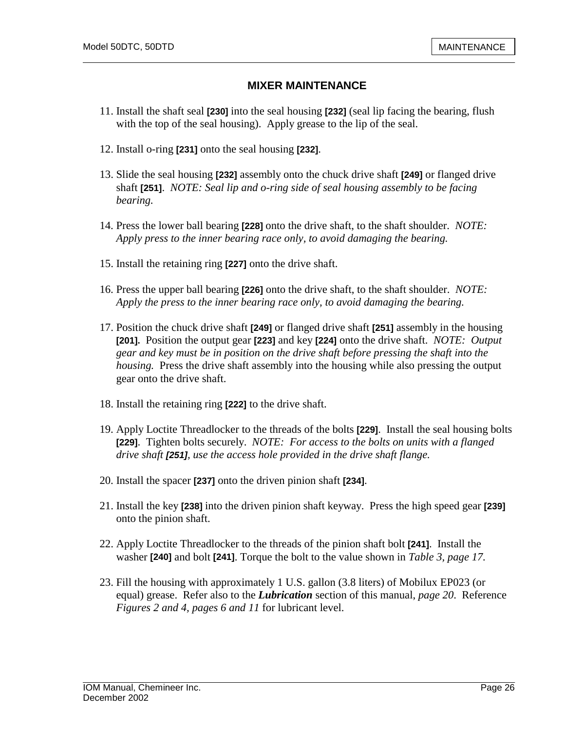## MIXER MAINTENANCE

11. Install the shaft seal **[230]** into the seal housing **[232]** (seal lip facing the bearing, flush with the top of the seal housing). Apply grease to the lip of the seal.

12. Install o-ring **[231]** onto the seal housing **[232]**.

13. Slide the seal housing **[232]** assembly onto the chuck drive shaft **[249]** or flanged drive shaft **[251]**. *NOTE: Seal lip and o-ring side of seal housing assembly to be facing bearing.*

14. Press the lower ball bearing **[228]** onto the drive shaft, to the shaft shoulder. *NOTE: Apply press to the inner bearing race only, to avoid damaging the bearing.*

15. Install the retaining ring **[227]** onto the drive shaft.

16. Press the upper ball bearing **[226]** onto the drive shaft, to the shaft shoulder. *NOTE: Apply the press to the inner bearing race only, to avoid damaging the bearing.*

17. Position the chuck drive shaft **[249]** or flanged drive shaft **[251]** assembly in the housing **[201].** Position the output gear **[223]** and key **[224]** onto the drive shaft. *NOTE: Output gear and key must be in position on the drive shaft before pressing the shaft into the housing.* Press the drive shaft assembly into the housing while also pressing the output gear onto the drive shaft.

18. Install the retaining ring **[222]** to the drive shaft.

19. Apply Loctite Threadlocker to the threads of the bolts **[229]**. Install the seal housing bolts **[229]**. Tighten bolts securely. *NOTE: For access to the bolts on units with a flanged drive shaft **[251]**, use the access hole provided in the drive shaft flange.*

20. Install the spacer **[237]** onto the driven pinion shaft **[234]**.

21. Install the key **[238]** into the driven pinion shaft keyway. Press the high speed gear **[239]** onto the pinion shaft.

22. Apply Loctite Threadlocker to the threads of the pinion shaft bolt **[241]**. Install the washer **[240]** and bolt **[241]**. Torque the bolt to the value shown in *Table 3, page 17.*

23. Fill the housing with approximately 1 U.S. gallon (3.8 liters) of Mobilux EP023 (or equal) grease. Refer also to the ***Lubrication*** section of this manual, *page 20*. Reference *Figures 2 and 4, pages 6 and 11* for lubricant level.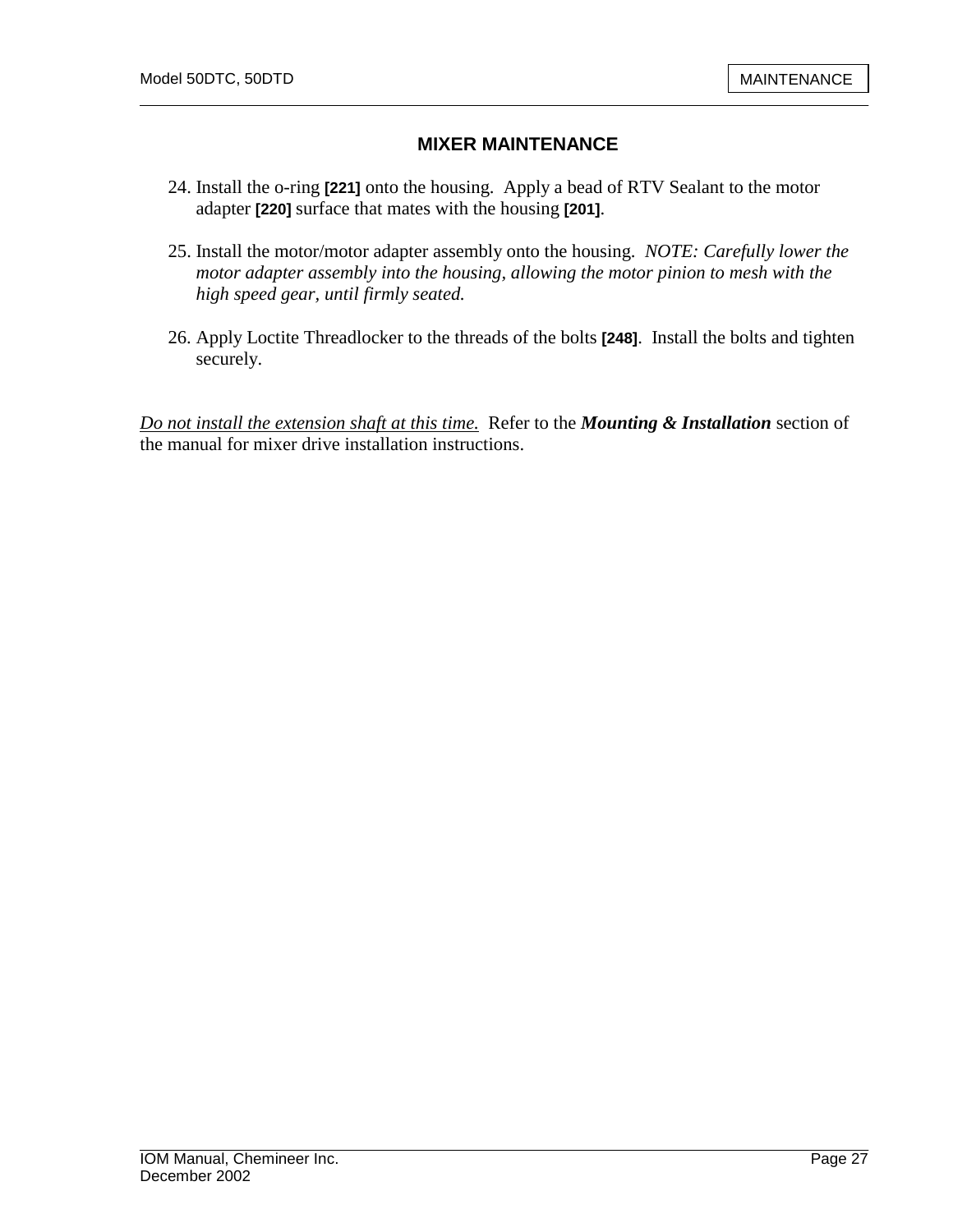## MIXER MAINTENANCE

24. Install the o-ring **[221]** onto the housing. Apply a bead of RTV Sealant to the motor adapter **[220]** surface that mates with the housing **[201]**.

25. Install the motor/motor adapter assembly onto the housing. *NOTE: Carefully lower the motor adapter assembly into the housing, allowing the motor pinion to mesh with the high speed gear, until firmly seated.*

26. Apply Loctite Threadlocker to the threads of the bolts **[248]**. Install the bolts and tighten securely.

<u>*Do not install the extension shaft at this time.*</u> Refer to the ***Mounting & Installation*** section of the manual for mixer drive installation instructions.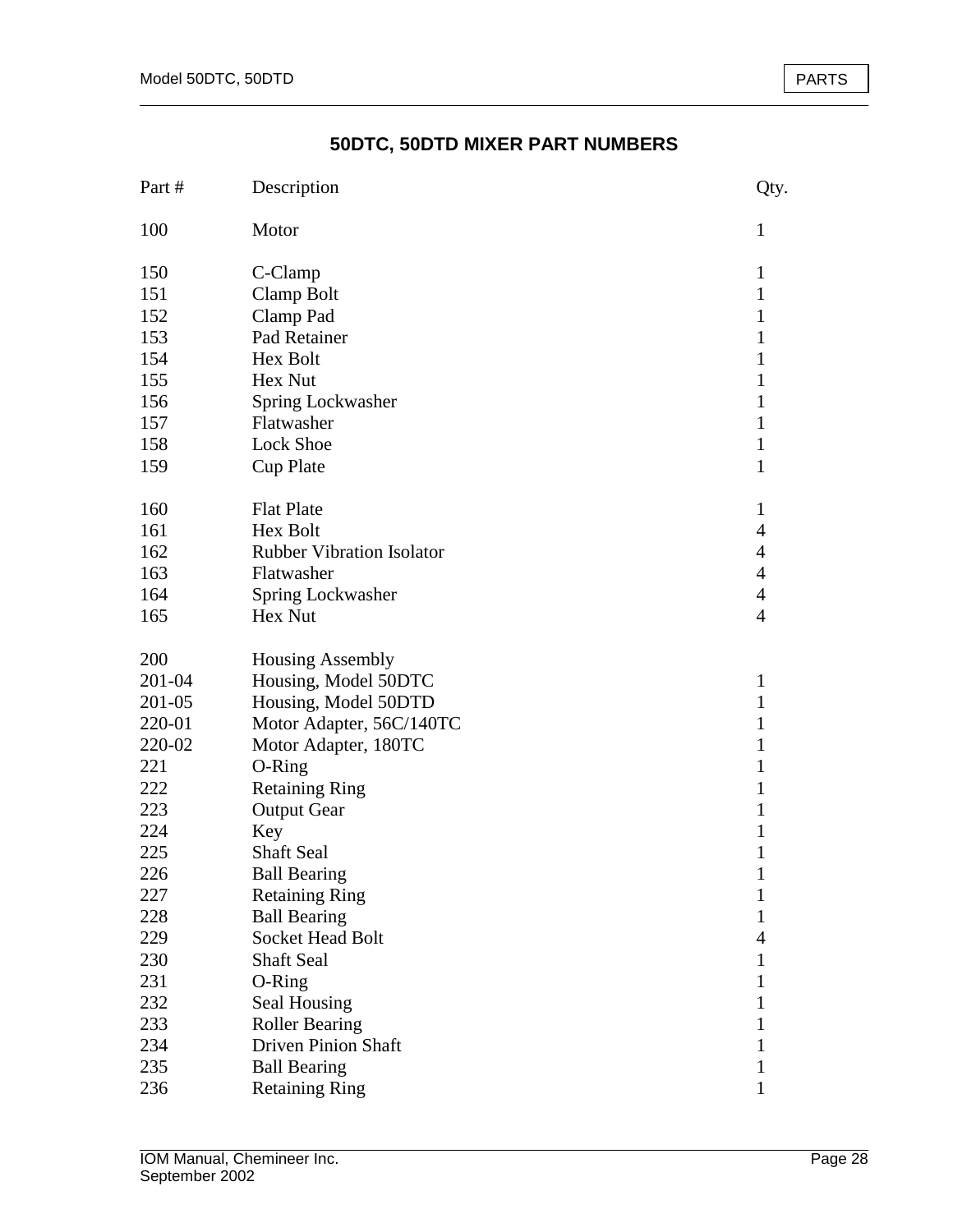## 50DTC, 50DTD MIXER PART NUMBERS

| Part # | Description | Qty. |
|---|---|---|
| 100 | Motor | 1 |
| | | |
| 150 | C-Clamp | 1 |
| 151 | Clamp Bolt | 1 |
| 152 | Clamp Pad | 1 |
| 153 | Pad Retainer | 1 |
| 154 | Hex Bolt | 1 |
| 155 | Hex Nut | 1 |
| 156 | Spring Lockwasher | 1 |
| 157 | Flatwasher | 1 |
| 158 | Lock Shoe | 1 |
| 159 | Cup Plate | 1 |
| | | |
| 160 | Flat Plate | 1 |
| 161 | Hex Bolt | 4 |
| 162 | Rubber Vibration Isolator | 4 |
| 163 | Flatwasher | 4 |
| 164 | Spring Lockwasher | 4 |
| 165 | Hex Nut | 4 |
| | | |
| 200 | Housing Assembly | |
| 201-04 | Housing, Model 50DTC | 1 |
| 201-05 | Housing, Model 50DTD | 1 |
| 220-01 | Motor Adapter, 56C/140TC | 1 |
| 220-02 | Motor Adapter, 180TC | 1 |
| 221 | O-Ring | 1 |
| 222 | Retaining Ring | 1 |
| 223 | Output Gear | 1 |
| 224 | Key | 1 |
| 225 | Shaft Seal | 1 |
| 226 | Ball Bearing | 1 |
| 227 | Retaining Ring | 1 |
| 228 | Ball Bearing | 1 |
| 229 | Socket Head Bolt | 4 |
| 230 | Shaft Seal | 1 |
| 231 | O-Ring | 1 |
| 232 | Seal Housing | 1 |
| 233 | Roller Bearing | 1 |
| 234 | Driven Pinion Shaft | 1 |
| 235 | Ball Bearing | 1 |
| 236 | Retaining Ring | 1 |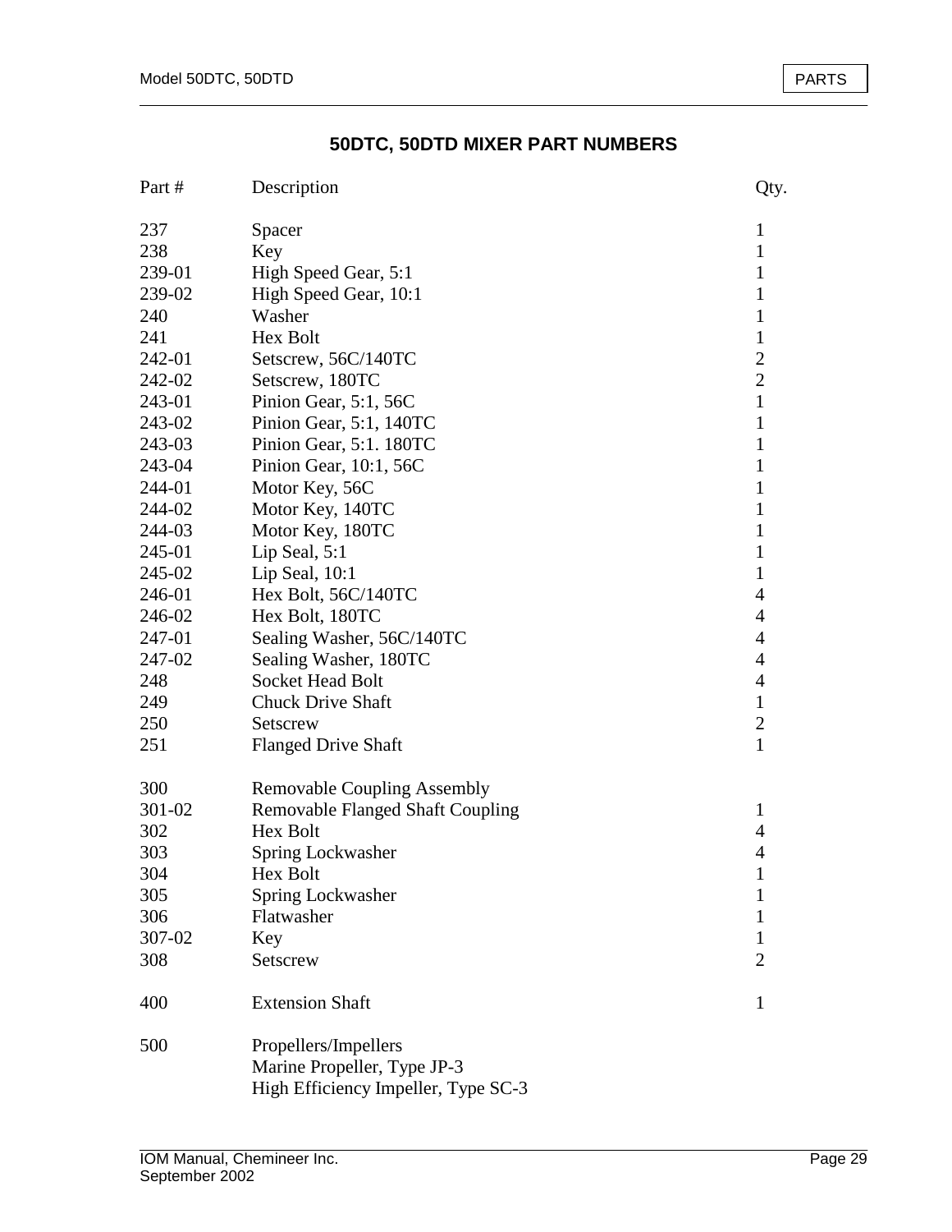## 50DTC, 50DTD MIXER PART NUMBERS

| Part # | Description | Qty. |
|---|---|---|
| 237 | Spacer | 1 |
| 238 | Key | 1 |
| 239-01 | High Speed Gear, 5:1 | 1 |
| 239-02 | High Speed Gear, 10:1 | 1 |
| 240 | Washer | 1 |
| 241 | Hex Bolt | 1 |
| 242-01 | Setscrew, 56C/140TC | 2 |
| 242-02 | Setscrew, 180TC | 2 |
| 243-01 | Pinion Gear, 5:1, 56C | 1 |
| 243-02 | Pinion Gear, 5:1, 140TC | 1 |
| 243-03 | Pinion Gear, 5:1. 180TC | 1 |
| 243-04 | Pinion Gear, 10:1, 56C | 1 |
| 244-01 | Motor Key, 56C | 1 |
| 244-02 | Motor Key, 140TC | 1 |
| 244-03 | Motor Key, 180TC | 1 |
| 245-01 | Lip Seal, 5:1 | 1 |
| 245-02 | Lip Seal, 10:1 | 1 |
| 246-01 | Hex Bolt, 56C/140TC | 4 |
| 246-02 | Hex Bolt, 180TC | 4 |
| 247-01 | Sealing Washer, 56C/140TC | 4 |
| 247-02 | Sealing Washer, 180TC | 4 |
| 248 | Socket Head Bolt | 4 |
| 249 | Chuck Drive Shaft | 1 |
| 250 | Setscrew | 2 |
| 251 | Flanged Drive Shaft | 1 |
| | | |
| 300 | Removable Coupling Assembly | |
| 301-02 | Removable Flanged Shaft Coupling | 1 |
| 302 | Hex Bolt | 4 |
| 303 | Spring Lockwasher | 4 |
| 304 | Hex Bolt | 1 |
| 305 | Spring Lockwasher | 1 |
| 306 | Flatwasher | 1 |
| 307-02 | Key | 1 |
| 308 | Setscrew | 2 |
| | | |
| 400 | Extension Shaft | 1 |
| | | |
| 500 | Propellers/Impellers | |
| | Marine Propeller, Type JP-3 | |
| | High Efficiency Impeller, Type SC-3 | |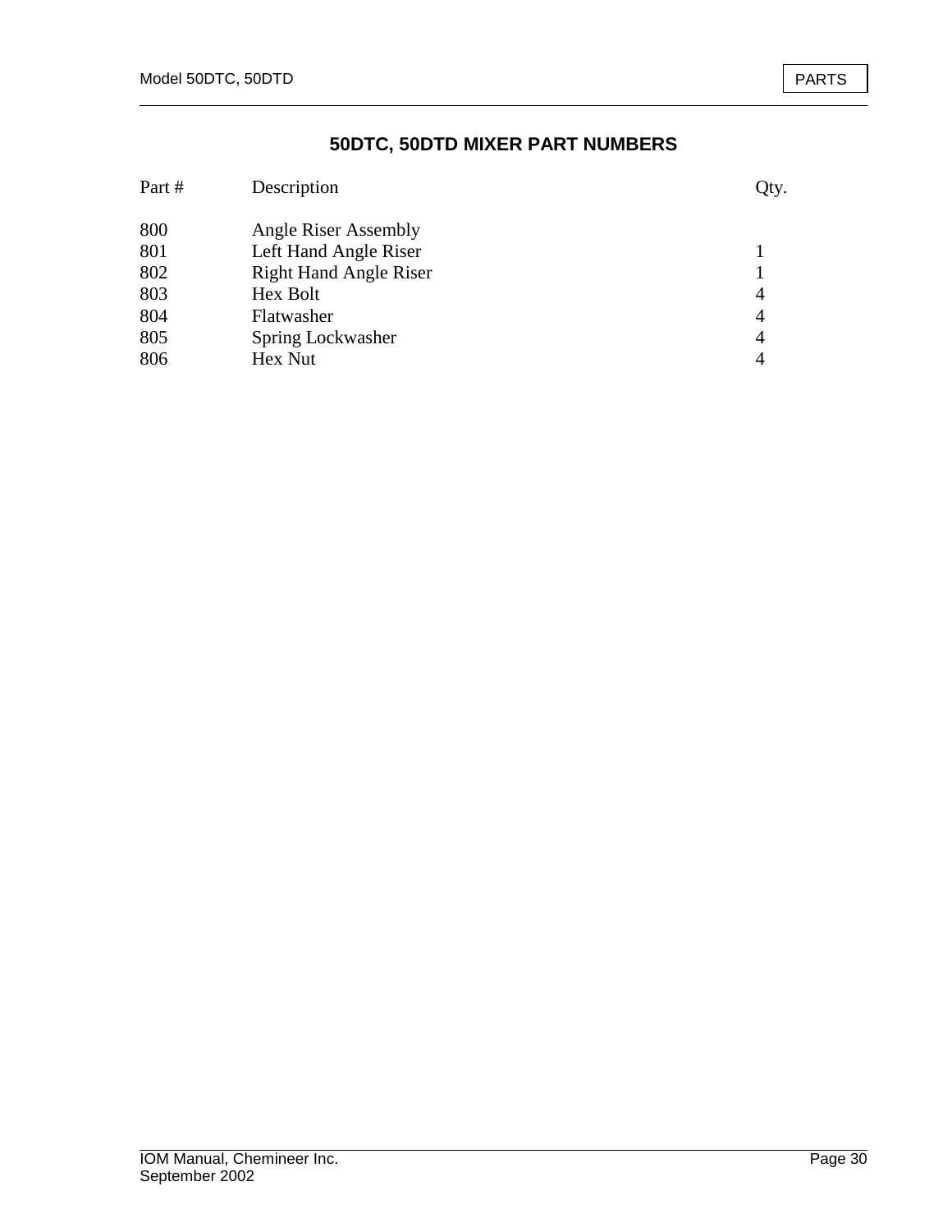## 50DTC, 50DTD MIXER PART NUMBERS

| Part # | Description | Qty. |
|---|---|---|
| 800 | Angle Riser Assembly | |
| 801 | Left Hand Angle Riser | 1 |
| 802 | Right Hand Angle Riser | 1 |
| 803 | Hex Bolt | 4 |
| 804 | Flatwasher | 4 |
| 805 | Spring Lockwasher | 4 |
| 806 | Hex Nut | 4 |